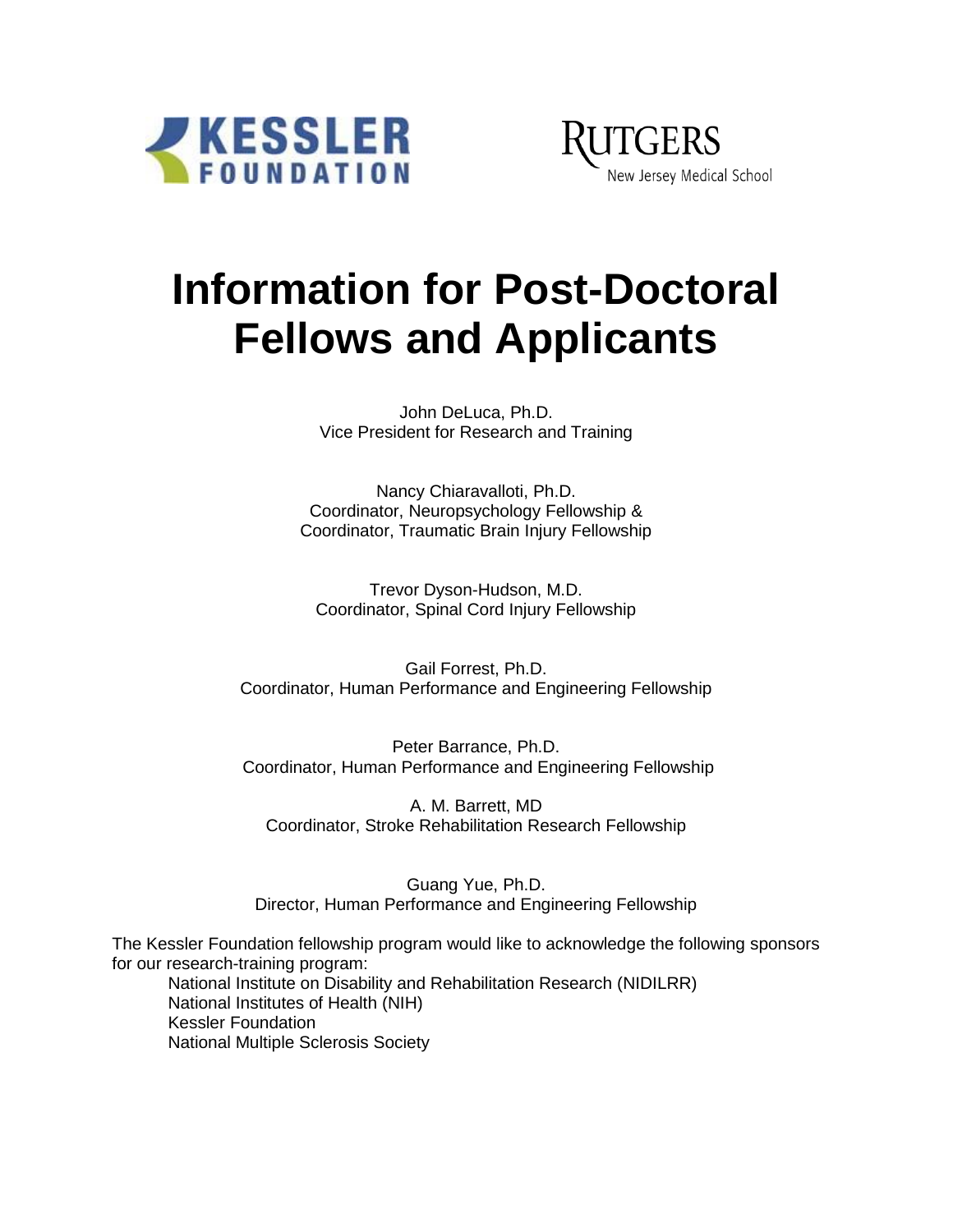KESSLER FOUNDATION

RUTGERS
New Jersey Medical School

# Information for Post-Doctoral Fellows and Applicants

John DeLuca, Ph.D.
Vice President for Research and Training

Nancy Chiaravalloti, Ph.D.
Coordinator, Neuropsychology Fellowship &
Coordinator, Traumatic Brain Injury Fellowship

Trevor Dyson-Hudson, M.D.
Coordinator, Spinal Cord Injury Fellowship

Gail Forrest, Ph.D.
Coordinator, Human Performance and Engineering Fellowship

Peter Barrance, Ph.D.
Coordinator, Human Performance and Engineering Fellowship

A. M. Barrett, MD
Coordinator, Stroke Rehabilitation Research Fellowship

Guang Yue, Ph.D.
Director, Human Performance and Engineering Fellowship

The Kessler Foundation fellowship program would like to acknowledge the following sponsors for our research-training program:

- National Institute on Disability and Rehabilitation Research (NIDILRR)
- National Institutes of Health (NIH)
- Kessler Foundation
- National Multiple Sclerosis Society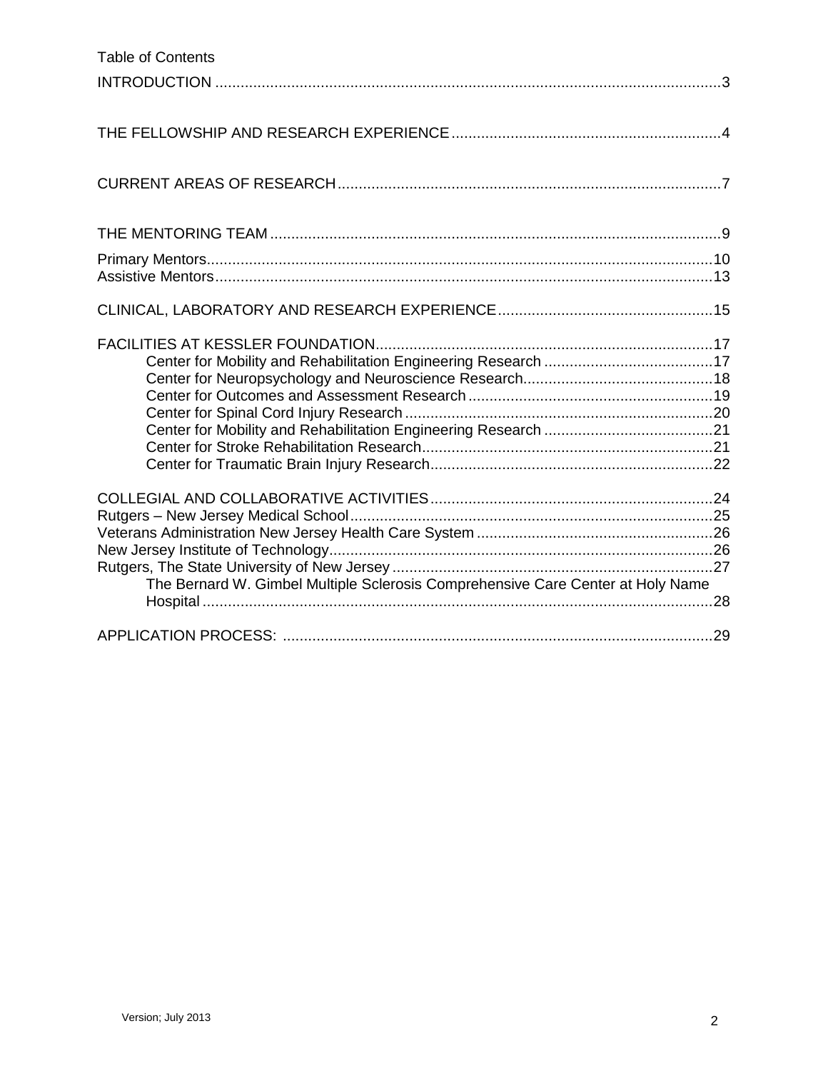Table of Contents

INTRODUCTION ....................................................................................................................3

THE FELLOWSHIP AND RESEARCH EXPERIENCE ...............................................................4

CURRENT AREAS OF RESEARCH ..........................................................................................7

THE MENTORING TEAM ..........................................................................................................9

Primary Mentors.......................................................................................................................10
Assistive Mentors.....................................................................................................................13

CLINICAL, LABORATORY AND RESEARCH EXPERIENCE ..................................................15

FACILITIES AT KESSLER FOUNDATION................................................................................17
- Center for Mobility and Rehabilitation Engineering Research ........................................17
- Center for Neuropsychology and Neuroscience Research.............................................18
- Center for Outcomes and Assessment Research ..........................................................19
- Center for Spinal Cord Injury Research .........................................................................20
- Center for Mobility and Rehabilitation Engineering Research ........................................21
- Center for Stroke Rehabilitation Research.....................................................................21
- Center for Traumatic Brain Injury Research...................................................................22

COLLEGIAL AND COLLABORATIVE ACTIVITIES ..................................................................24
Rutgers – New Jersey Medical School.....................................................................................25
Veterans Administration New Jersey Health Care System ........................................................26
New Jersey Institute of Technology..........................................................................................26
Rutgers, The State University of New Jersey ...........................................................................27
- The Bernard W. Gimbel Multiple Sclerosis Comprehensive Care Center at Holy Name Hospital ........................................................................................................................28

APPLICATION PROCESS: .....................................................................................................29

Version; July 2013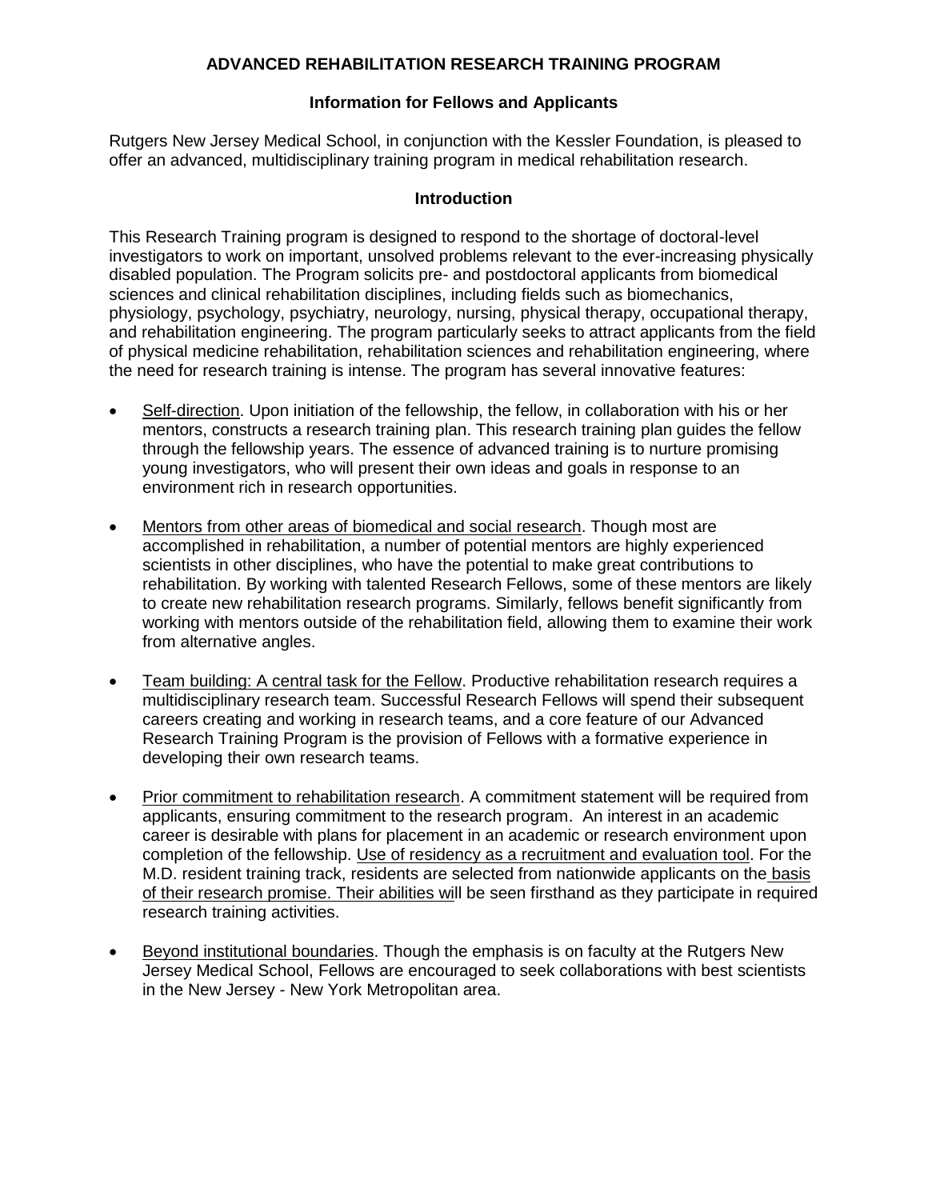# ADVANCED REHABILITATION RESEARCH TRAINING PROGRAM

## Information for Fellows and Applicants

Rutgers New Jersey Medical School, in conjunction with the Kessler Foundation, is pleased to offer an advanced, multidisciplinary training program in medical rehabilitation research.

### Introduction

This Research Training program is designed to respond to the shortage of doctoral-level investigators to work on important, unsolved problems relevant to the ever-increasing physically disabled population. The Program solicits pre- and postdoctoral applicants from biomedical sciences and clinical rehabilitation disciplines, including fields such as biomechanics, physiology, psychology, psychiatry, neurology, nursing, physical therapy, occupational therapy, and rehabilitation engineering. The program particularly seeks to attract applicants from the field of physical medicine rehabilitation, rehabilitation sciences and rehabilitation engineering, where the need for research training is intense. The program has several innovative features:

- Self-direction. Upon initiation of the fellowship, the fellow, in collaboration with his or her mentors, constructs a research training plan. This research training plan guides the fellow through the fellowship years. The essence of advanced training is to nurture promising young investigators, who will present their own ideas and goals in response to an environment rich in research opportunities.

- Mentors from other areas of biomedical and social research. Though most are accomplished in rehabilitation, a number of potential mentors are highly experienced scientists in other disciplines, who have the potential to make great contributions to rehabilitation. By working with talented Research Fellows, some of these mentors are likely to create new rehabilitation research programs. Similarly, fellows benefit significantly from working with mentors outside of the rehabilitation field, allowing them to examine their work from alternative angles.

- Team building: A central task for the Fellow. Productive rehabilitation research requires a multidisciplinary research team. Successful Research Fellows will spend their subsequent careers creating and working in research teams, and a core feature of our Advanced Research Training Program is the provision of Fellows with a formative experience in developing their own research teams.

- Prior commitment to rehabilitation research. A commitment statement will be required from applicants, ensuring commitment to the research program. An interest in an academic career is desirable with plans for placement in an academic or research environment upon completion of the fellowship. Use of residency as a recruitment and evaluation tool. For the M.D. resident training track, residents are selected from nationwide applicants on the basis of their research promise. Their abilities will be seen firsthand as they participate in required research training activities.

- Beyond institutional boundaries. Though the emphasis is on faculty at the Rutgers New Jersey Medical School, Fellows are encouraged to seek collaborations with best scientists in the New Jersey - New York Metropolitan area.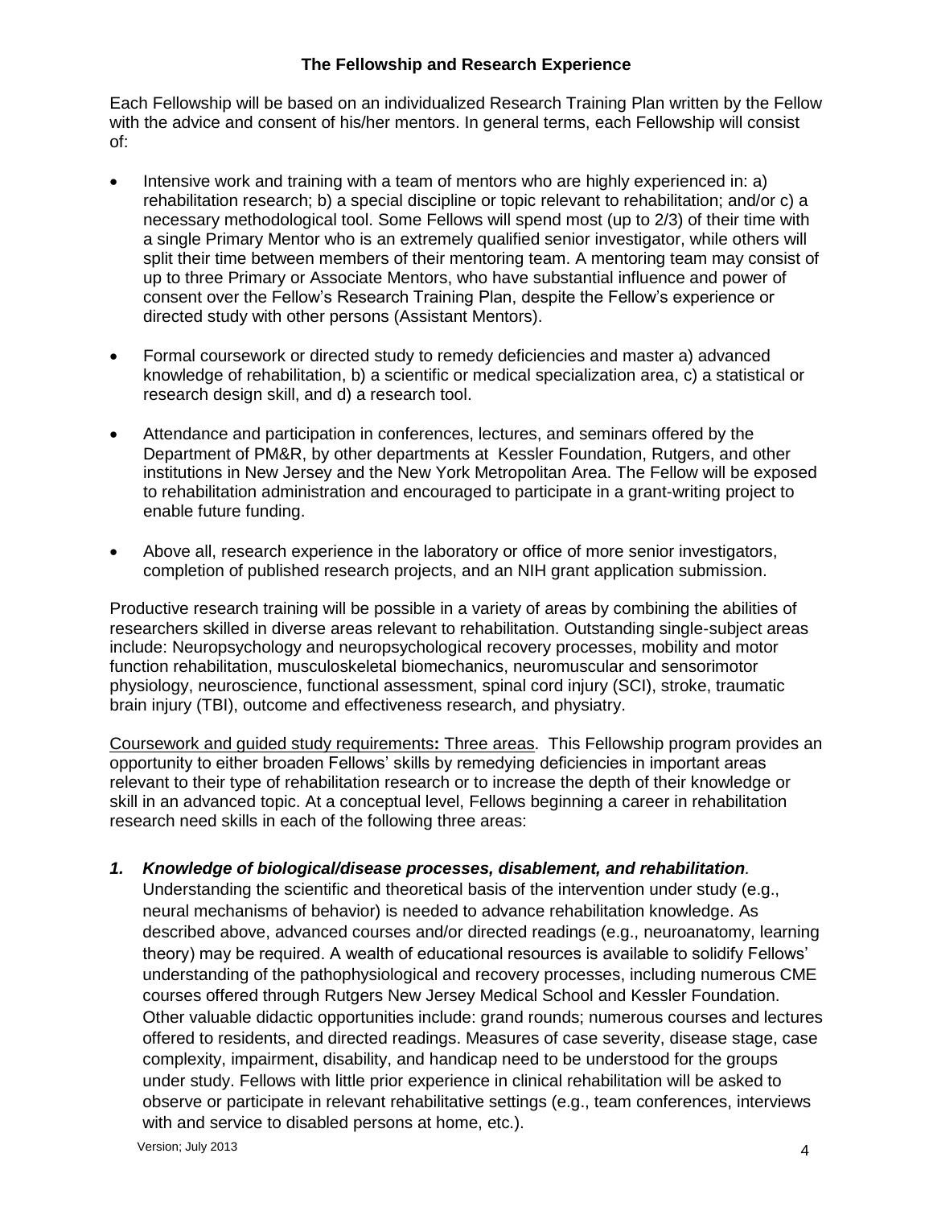## The Fellowship and Research Experience

Each Fellowship will be based on an individualized Research Training Plan written by the Fellow with the advice and consent of his/her mentors. In general terms, each Fellowship will consist of:

- Intensive work and training with a team of mentors who are highly experienced in: a) rehabilitation research; b) a special discipline or topic relevant to rehabilitation; and/or c) a necessary methodological tool. Some Fellows will spend most (up to 2/3) of their time with a single Primary Mentor who is an extremely qualified senior investigator, while others will split their time between members of their mentoring team. A mentoring team may consist of up to three Primary or Associate Mentors, who have substantial influence and power of consent over the Fellow's Research Training Plan, despite the Fellow's experience or directed study with other persons (Assistant Mentors).

- Formal coursework or directed study to remedy deficiencies and master a) advanced knowledge of rehabilitation, b) a scientific or medical specialization area, c) a statistical or research design skill, and d) a research tool.

- Attendance and participation in conferences, lectures, and seminars offered by the Department of PM&R, by other departments at Kessler Foundation, Rutgers, and other institutions in New Jersey and the New York Metropolitan Area. The Fellow will be exposed to rehabilitation administration and encouraged to participate in a grant-writing project to enable future funding.

- Above all, research experience in the laboratory or office of more senior investigators, completion of published research projects, and an NIH grant application submission.

Productive research training will be possible in a variety of areas by combining the abilities of researchers skilled in diverse areas relevant to rehabilitation. Outstanding single-subject areas include: Neuropsychology and neuropsychological recovery processes, mobility and motor function rehabilitation, musculoskeletal biomechanics, neuromuscular and sensorimotor physiology, neuroscience, functional assessment, spinal cord injury (SCI), stroke, traumatic brain injury (TBI), outcome and effectiveness research, and physiatry.

<u>Coursework and guided study requirements</u>**:** <u>Three areas</u>. This Fellowship program provides an opportunity to either broaden Fellows' skills by remedying deficiencies in important areas relevant to their type of rehabilitation research or to increase the depth of their knowledge or skill in an advanced topic. At a conceptual level, Fellows beginning a career in rehabilitation research need skills in each of the following three areas:

1. ***Knowledge of biological/disease processes, disablement, and rehabilitation**.* Understanding the scientific and theoretical basis of the intervention under study (e.g., neural mechanisms of behavior) is needed to advance rehabilitation knowledge. As described above, advanced courses and/or directed readings (e.g., neuroanatomy, learning theory) may be required. A wealth of educational resources is available to solidify Fellows' understanding of the pathophysiological and recovery processes, including numerous CME courses offered through Rutgers New Jersey Medical School and Kessler Foundation. Other valuable didactic opportunities include: grand rounds; numerous courses and lectures offered to residents, and directed readings. Measures of case severity, disease stage, case complexity, impairment, disability, and handicap need to be understood for the groups under study. Fellows with little prior experience in clinical rehabilitation will be asked to observe or participate in relevant rehabilitative settings (e.g., team conferences, interviews with and service to disabled persons at home, etc.).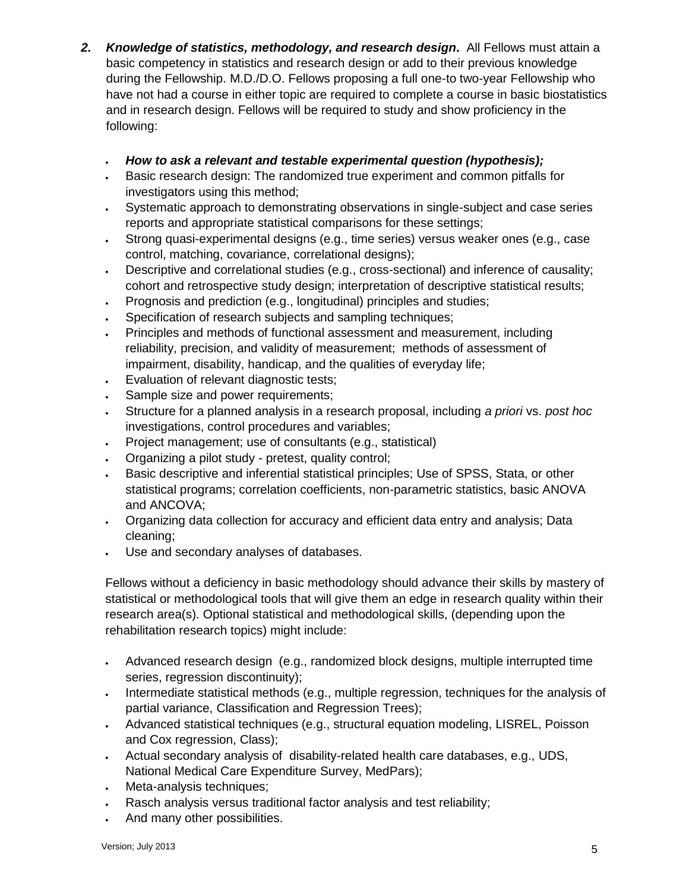2. ***Knowledge of statistics, methodology, and research design*.** All Fellows must attain a basic competency in statistics and research design or add to their previous knowledge during the Fellowship. M.D./D.O. Fellows proposing a full one-to two-year Fellowship who have not had a course in either topic are required to complete a course in basic biostatistics and in research design. Fellows will be required to study and show proficiency in the following:

   - ***How to ask a relevant and testable experimental question (hypothesis);***
   - Basic research design: The randomized true experiment and common pitfalls for investigators using this method;
   - Systematic approach to demonstrating observations in single-subject and case series reports and appropriate statistical comparisons for these settings;
   - Strong quasi-experimental designs (e.g., time series) versus weaker ones (e.g., case control, matching, covariance, correlational designs);
   - Descriptive and correlational studies (e.g., cross-sectional) and inference of causality; cohort and retrospective study design; interpretation of descriptive statistical results;
   - Prognosis and prediction (e.g., longitudinal) principles and studies;
   - Specification of research subjects and sampling techniques;
   - Principles and methods of functional assessment and measurement, including reliability, precision, and validity of measurement; methods of assessment of impairment, disability, handicap, and the qualities of everyday life;
   - Evaluation of relevant diagnostic tests;
   - Sample size and power requirements;
   - Structure for a planned analysis in a research proposal, including *a priori* vs. *post hoc* investigations, control procedures and variables;
   - Project management; use of consultants (e.g., statistical)
   - Organizing a pilot study - pretest, quality control;
   - Basic descriptive and inferential statistical principles; Use of SPSS, Stata, or other statistical programs; correlation coefficients, non-parametric statistics, basic ANOVA and ANCOVA;
   - Organizing data collection for accuracy and efficient data entry and analysis; Data cleaning;
   - Use and secondary analyses of databases.

   Fellows without a deficiency in basic methodology should advance their skills by mastery of statistical or methodological tools that will give them an edge in research quality within their research area(s). Optional statistical and methodological skills, (depending upon the rehabilitation research topics) might include:

   - Advanced research design (e.g., randomized block designs, multiple interrupted time series, regression discontinuity);
   - Intermediate statistical methods (e.g., multiple regression, techniques for the analysis of partial variance, Classification and Regression Trees);
   - Advanced statistical techniques (e.g., structural equation modeling, LISREL, Poisson and Cox regression, Class);
   - Actual secondary analysis of disability-related health care databases, e.g., UDS, National Medical Care Expenditure Survey, MedPars);
   - Meta-analysis techniques;
   - Rasch analysis versus traditional factor analysis and test reliability;
   - And many other possibilities.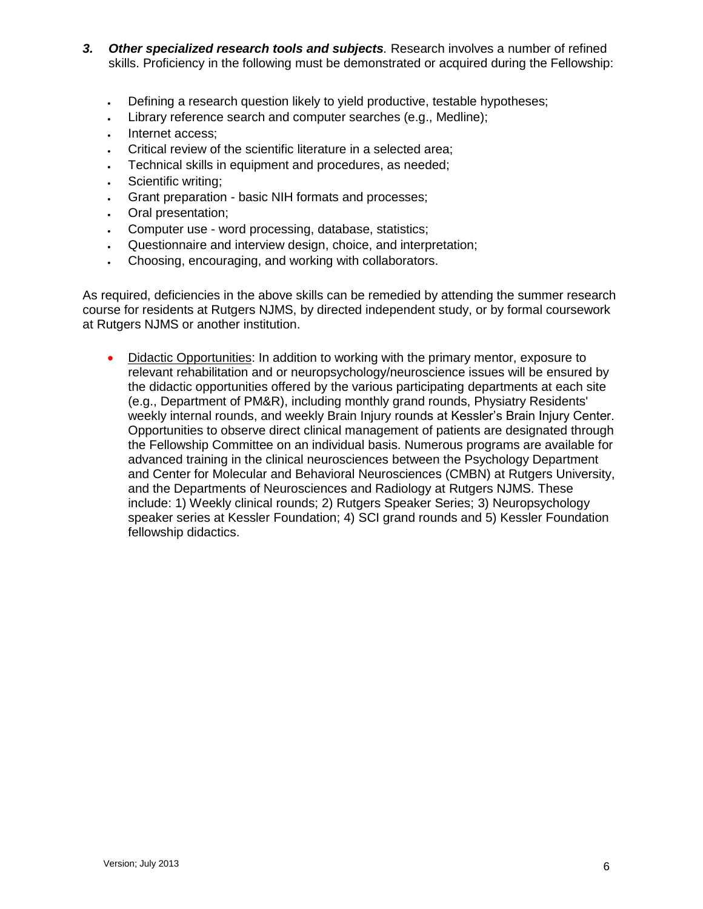3. ***Other specialized research tools and subjects**.* Research involves a number of refined skills. Proficiency in the following must be demonstrated or acquired during the Fellowship:

- Defining a research question likely to yield productive, testable hypotheses;
- Library reference search and computer searches (e.g., Medline);
- Internet access;
- Critical review of the scientific literature in a selected area;
- Technical skills in equipment and procedures, as needed;
- Scientific writing;
- Grant preparation - basic NIH formats and processes;
- Oral presentation;
- Computer use - word processing, database, statistics;
- Questionnaire and interview design, choice, and interpretation;
- Choosing, encouraging, and working with collaborators.

As required, deficiencies in the above skills can be remedied by attending the summer research course for residents at Rutgers NJMS, by directed independent study, or by formal coursework at Rutgers NJMS or another institution.

- Didactic Opportunities: In addition to working with the primary mentor, exposure to relevant rehabilitation and or neuropsychology/neuroscience issues will be ensured by the didactic opportunities offered by the various participating departments at each site (e.g., Department of PM&R), including monthly grand rounds, Physiatry Residents' weekly internal rounds, and weekly Brain Injury rounds at Kessler's Brain Injury Center. Opportunities to observe direct clinical management of patients are designated through the Fellowship Committee on an individual basis. Numerous programs are available for advanced training in the clinical neurosciences between the Psychology Department and Center for Molecular and Behavioral Neurosciences (CMBN) at Rutgers University, and the Departments of Neurosciences and Radiology at Rutgers NJMS. These include: 1) Weekly clinical rounds; 2) Rutgers Speaker Series; 3) Neuropsychology speaker series at Kessler Foundation; 4) SCI grand rounds and 5) Kessler Foundation fellowship didactics.

Version; July 2013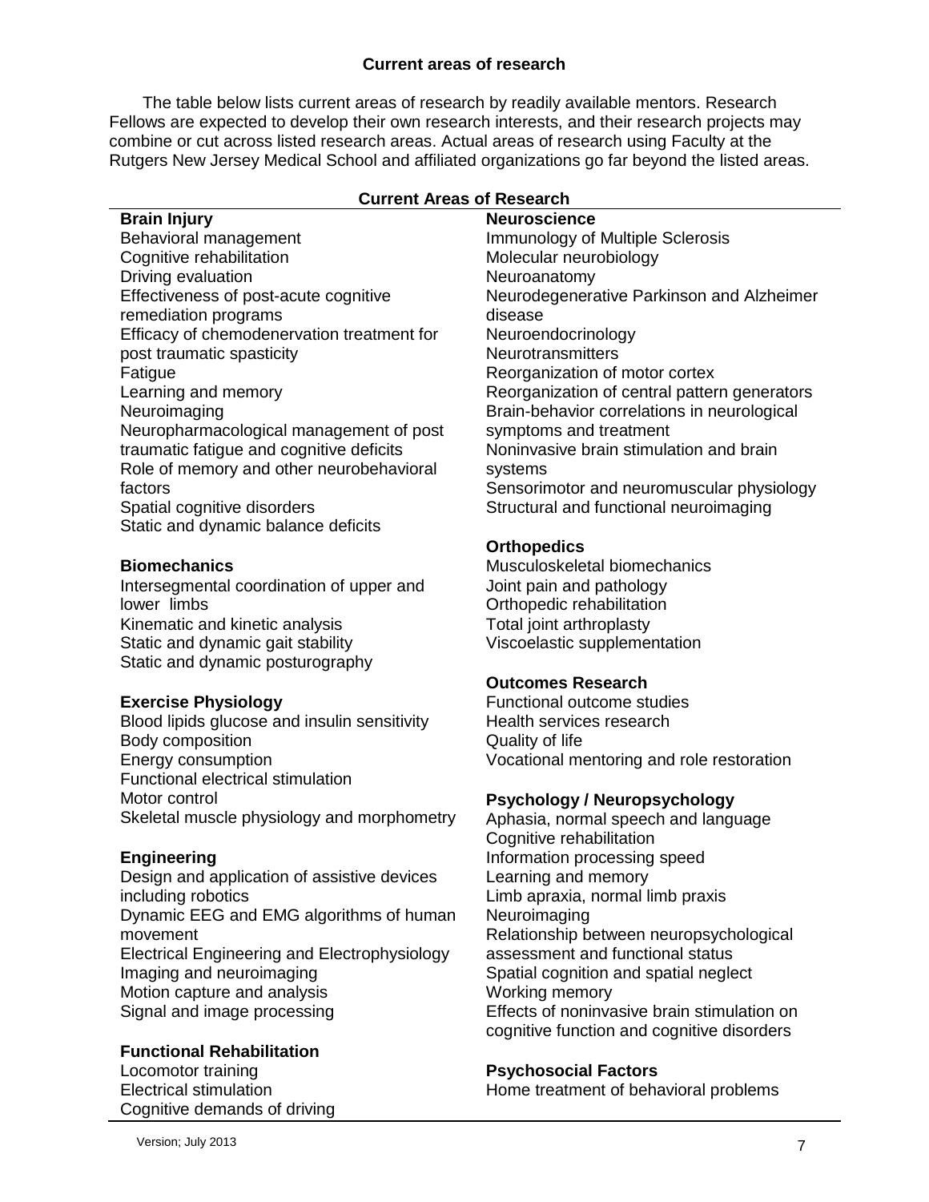## Current areas of research

The table below lists current areas of research by readily available mentors. Research Fellows are expected to develop their own research interests, and their research projects may combine or cut across listed research areas. Actual areas of research using Faculty at the Rutgers New Jersey Medical School and affiliated organizations go far beyond the listed areas.

### Current Areas of Research

**Brain Injury**
- Behavioral management
- Cognitive rehabilitation
- Driving evaluation
- Effectiveness of post-acute cognitive remediation programs
- Efficacy of chemodenervation treatment for post traumatic spasticity
- Fatigue
- Learning and memory
- Neuroimaging
- Neuropharmacological management of post traumatic fatigue and cognitive deficits
- Role of memory and other neurobehavioral factors
- Spatial cognitive disorders
- Static and dynamic balance deficits

**Biomechanics**
- Intersegmental coordination of upper and lower limbs
- Kinematic and kinetic analysis
- Static and dynamic gait stability
- Static and dynamic posturography

**Exercise Physiology**
- Blood lipids glucose and insulin sensitivity
- Body composition
- Energy consumption
- Functional electrical stimulation
- Motor control
- Skeletal muscle physiology and morphometry

**Engineering**
- Design and application of assistive devices including robotics
- Dynamic EEG and EMG algorithms of human movement
- Electrical Engineering and Electrophysiology
- Imaging and neuroimaging
- Motion capture and analysis
- Signal and image processing

**Functional Rehabilitation**
- Locomotor training
- Electrical stimulation
- Cognitive demands of driving

**Neuroscience**
- Immunology of Multiple Sclerosis
- Molecular neurobiology
- Neuroanatomy
- Neurodegenerative Parkinson and Alzheimer disease
- Neuroendocrinology
- Neurotransmitters
- Reorganization of motor cortex
- Reorganization of central pattern generators
- Brain-behavior correlations in neurological symptoms and treatment
- Noninvasive brain stimulation and brain systems
- Sensorimotor and neuromuscular physiology
- Structural and functional neuroimaging

**Orthopedics**
- Musculoskeletal biomechanics
- Joint pain and pathology
- Orthopedic rehabilitation
- Total joint arthroplasty
- Viscoelastic supplementation

**Outcomes Research**
- Functional outcome studies
- Health services research
- Quality of life
- Vocational mentoring and role restoration

**Psychology / Neuropsychology**
- Aphasia, normal speech and language
- Cognitive rehabilitation
- Information processing speed
- Learning and memory
- Limb apraxia, normal limb praxis
- Neuroimaging
- Relationship between neuropsychological assessment and functional status
- Spatial cognition and spatial neglect
- Working memory
- Effects of noninvasive brain stimulation on cognitive function and cognitive disorders

**Psychosocial Factors**
- Home treatment of behavioral problems

Version; July 2013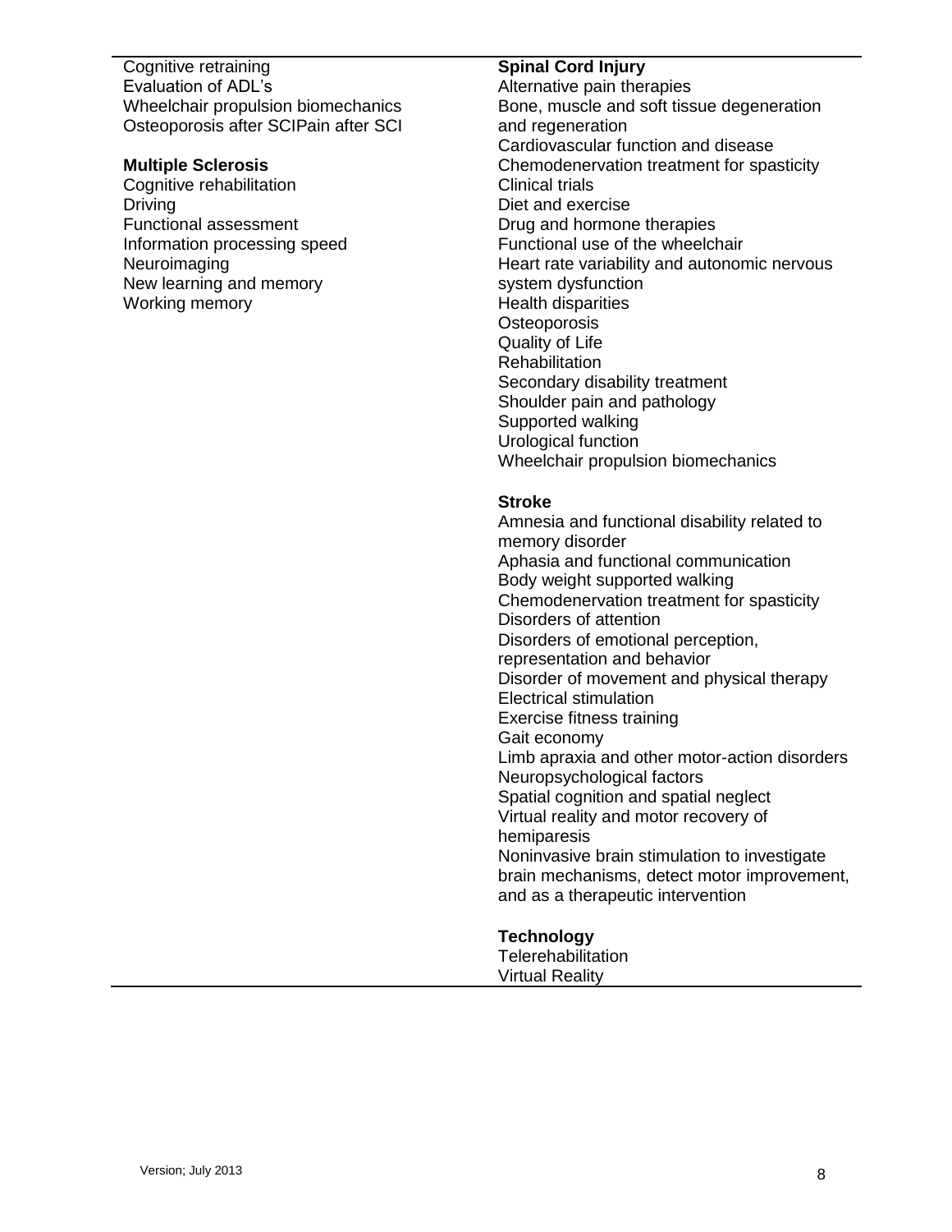Cognitive retraining
Evaluation of ADL's
Wheelchair propulsion biomechanics
Osteoporosis after SCIPain after SCI

**Multiple Sclerosis**
Cognitive rehabilitation
Driving
Functional assessment
Information processing speed
Neuroimaging
New learning and memory
Working memory

**Spinal Cord Injury**
Alternative pain therapies
Bone, muscle and soft tissue degeneration and regeneration
Cardiovascular function and disease
Chemodenervation treatment for spasticity
Clinical trials
Diet and exercise
Drug and hormone therapies
Functional use of the wheelchair
Heart rate variability and autonomic nervous system dysfunction
Health disparities
Osteoporosis
Quality of Life
Rehabilitation
Secondary disability treatment
Shoulder pain and pathology
Supported walking
Urological function
Wheelchair propulsion biomechanics

**Stroke**
Amnesia and functional disability related to memory disorder
Aphasia and functional communication
Body weight supported walking
Chemodenervation treatment for spasticity
Disorders of attention
Disorders of emotional perception, representation and behavior
Disorder of movement and physical therapy
Electrical stimulation
Exercise fitness training
Gait economy
Limb apraxia and other motor-action disorders
Neuropsychological factors
Spatial cognition and spatial neglect
Virtual reality and motor recovery of hemiparesis
Noninvasive brain stimulation to investigate brain mechanisms, detect motor improvement, and as a therapeutic intervention

**Technology**
Telerehabilitation
Virtual Reality

Version; July 2013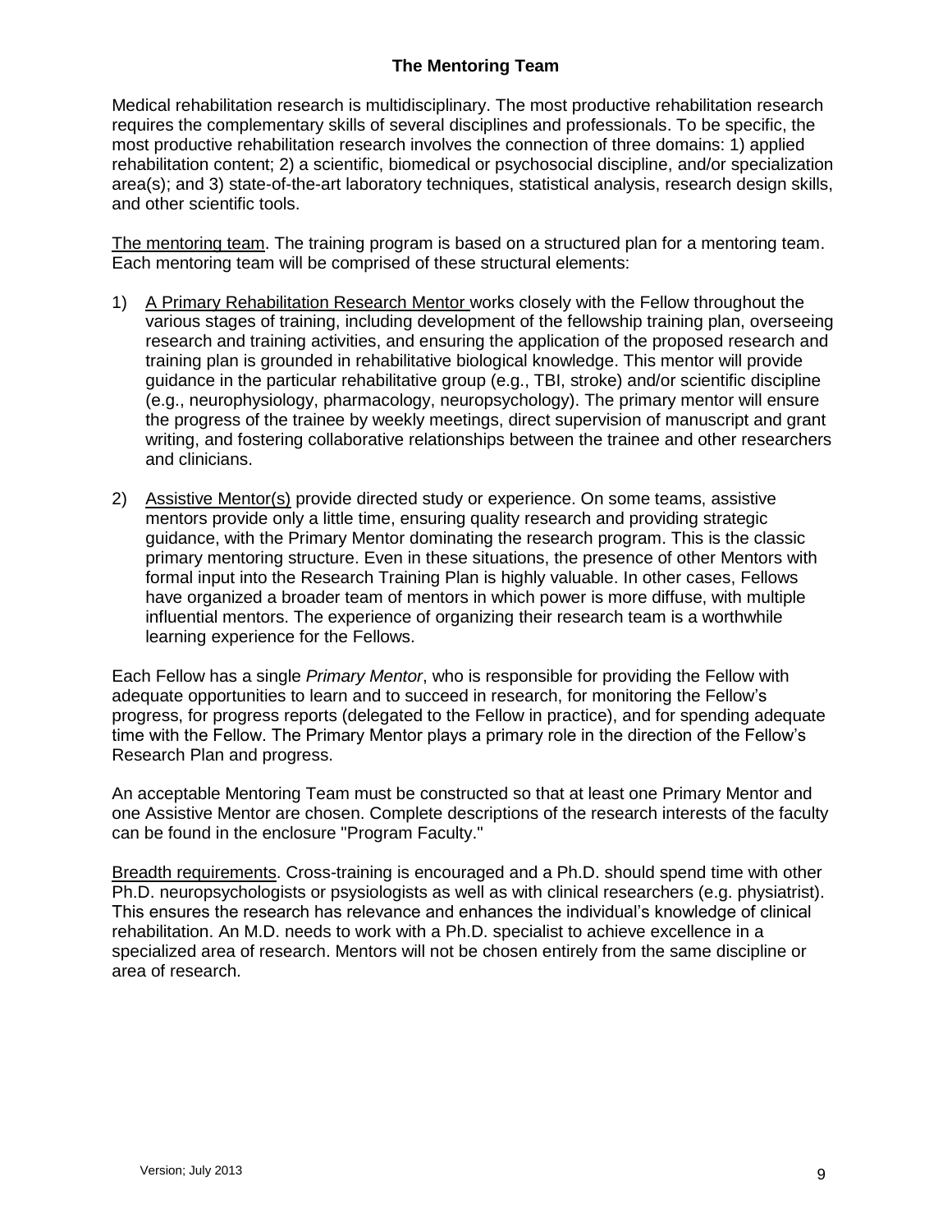## The Mentoring Team

Medical rehabilitation research is multidisciplinary. The most productive rehabilitation research requires the complementary skills of several disciplines and professionals. To be specific, the most productive rehabilitation research involves the connection of three domains: 1) applied rehabilitation content; 2) a scientific, biomedical or psychosocial discipline, and/or specialization area(s); and 3) state-of-the-art laboratory techniques, statistical analysis, research design skills, and other scientific tools.

The mentoring team. The training program is based on a structured plan for a mentoring team. Each mentoring team will be comprised of these structural elements:

1) A Primary Rehabilitation Research Mentor works closely with the Fellow throughout the various stages of training, including development of the fellowship training plan, overseeing research and training activities, and ensuring the application of the proposed research and training plan is grounded in rehabilitative biological knowledge. This mentor will provide guidance in the particular rehabilitative group (e.g., TBI, stroke) and/or scientific discipline (e.g., neurophysiology, pharmacology, neuropsychology). The primary mentor will ensure the progress of the trainee by weekly meetings, direct supervision of manuscript and grant writing, and fostering collaborative relationships between the trainee and other researchers and clinicians.

2) Assistive Mentor(s) provide directed study or experience. On some teams, assistive mentors provide only a little time, ensuring quality research and providing strategic guidance, with the Primary Mentor dominating the research program. This is the classic primary mentoring structure. Even in these situations, the presence of other Mentors with formal input into the Research Training Plan is highly valuable. In other cases, Fellows have organized a broader team of mentors in which power is more diffuse, with multiple influential mentors. The experience of organizing their research team is a worthwhile learning experience for the Fellows.

Each Fellow has a single *Primary Mentor*, who is responsible for providing the Fellow with adequate opportunities to learn and to succeed in research, for monitoring the Fellow's progress, for progress reports (delegated to the Fellow in practice), and for spending adequate time with the Fellow. The Primary Mentor plays a primary role in the direction of the Fellow's Research Plan and progress.

An acceptable Mentoring Team must be constructed so that at least one Primary Mentor and one Assistive Mentor are chosen. Complete descriptions of the research interests of the faculty can be found in the enclosure "Program Faculty."

Breadth requirements. Cross-training is encouraged and a Ph.D. should spend time with other Ph.D. neuropsychologists or psysiologists as well as with clinical researchers (e.g. physiatrist). This ensures the research has relevance and enhances the individual's knowledge of clinical rehabilitation. An M.D. needs to work with a Ph.D. specialist to achieve excellence in a specialized area of research. Mentors will not be chosen entirely from the same discipline or area of research.

Version; July 2013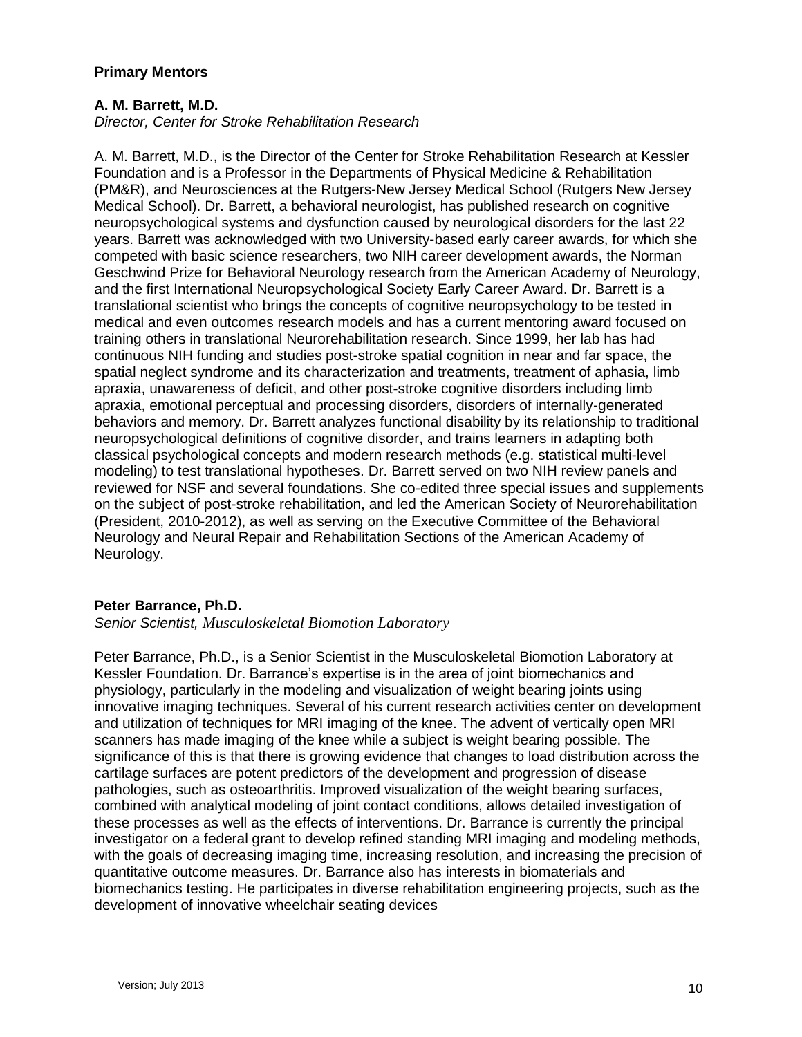**Primary Mentors**

**A. M. Barrett, M.D.**
*Director, Center for Stroke Rehabilitation Research*

A. M. Barrett, M.D., is the Director of the Center for Stroke Rehabilitation Research at Kessler Foundation and is a Professor in the Departments of Physical Medicine & Rehabilitation (PM&R), and Neurosciences at the Rutgers-New Jersey Medical School (Rutgers New Jersey Medical School). Dr. Barrett, a behavioral neurologist, has published research on cognitive neuropsychological systems and dysfunction caused by neurological disorders for the last 22 years. Barrett was acknowledged with two University-based early career awards, for which she competed with basic science researchers, two NIH career development awards, the Norman Geschwind Prize for Behavioral Neurology research from the American Academy of Neurology, and the first International Neuropsychological Society Early Career Award. Dr. Barrett is a translational scientist who brings the concepts of cognitive neuropsychology to be tested in medical and even outcomes research models and has a current mentoring award focused on training others in translational Neurorehabilitation research. Since 1999, her lab has had continuous NIH funding and studies post-stroke spatial cognition in near and far space, the spatial neglect syndrome and its characterization and treatments, treatment of aphasia, limb apraxia, unawareness of deficit, and other post-stroke cognitive disorders including limb apraxia, emotional perceptual and processing disorders, disorders of internally-generated behaviors and memory. Dr. Barrett analyzes functional disability by its relationship to traditional neuropsychological definitions of cognitive disorder, and trains learners in adapting both classical psychological concepts and modern research methods (e.g. statistical multi-level modeling) to test translational hypotheses. Dr. Barrett served on two NIH review panels and reviewed for NSF and several foundations. She co-edited three special issues and supplements on the subject of post-stroke rehabilitation, and led the American Society of Neurorehabilitation (President, 2010-2012), as well as serving on the Executive Committee of the Behavioral Neurology and Neural Repair and Rehabilitation Sections of the American Academy of Neurology.

**Peter Barrance, Ph.D.**
*Senior Scientist, Musculoskeletal Biomotion Laboratory*

Peter Barrance, Ph.D., is a Senior Scientist in the Musculoskeletal Biomotion Laboratory at Kessler Foundation. Dr. Barrance's expertise is in the area of joint biomechanics and physiology, particularly in the modeling and visualization of weight bearing joints using innovative imaging techniques. Several of his current research activities center on development and utilization of techniques for MRI imaging of the knee. The advent of vertically open MRI scanners has made imaging of the knee while a subject is weight bearing possible. The significance of this is that there is growing evidence that changes to load distribution across the cartilage surfaces are potent predictors of the development and progression of disease pathologies, such as osteoarthritis. Improved visualization of the weight bearing surfaces, combined with analytical modeling of joint contact conditions, allows detailed investigation of these processes as well as the effects of interventions. Dr. Barrance is currently the principal investigator on a federal grant to develop refined standing MRI imaging and modeling methods, with the goals of decreasing imaging time, increasing resolution, and increasing the precision of quantitative outcome measures. Dr. Barrance also has interests in biomaterials and biomechanics testing. He participates in diverse rehabilitation engineering projects, such as the development of innovative wheelchair seating devices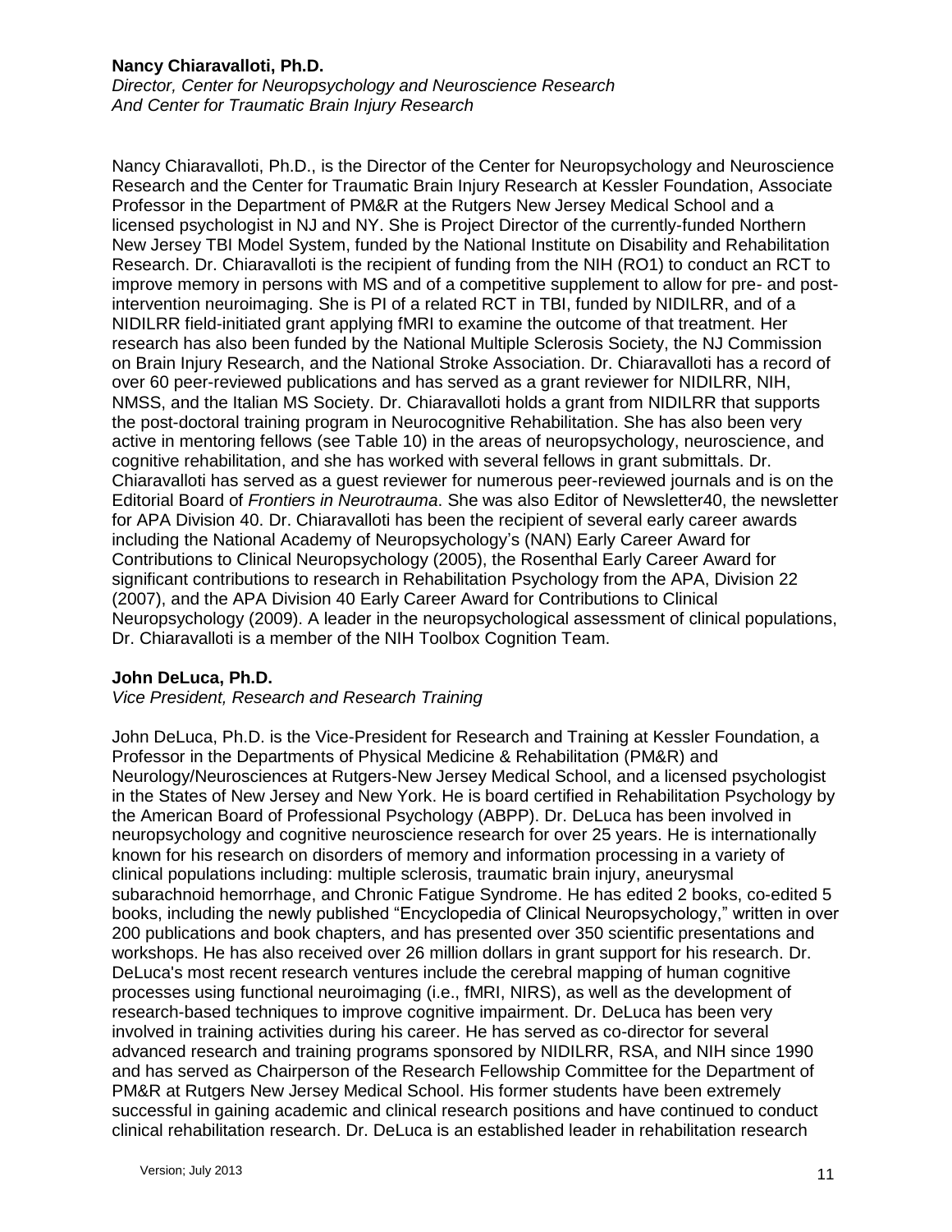**Nancy Chiaravalloti, Ph.D.**
*Director, Center for Neuropsychology and Neuroscience Research*
*And Center for Traumatic Brain Injury Research*

Nancy Chiaravalloti, Ph.D., is the Director of the Center for Neuropsychology and Neuroscience Research and the Center for Traumatic Brain Injury Research at Kessler Foundation, Associate Professor in the Department of PM&R at the Rutgers New Jersey Medical School and a licensed psychologist in NJ and NY. She is Project Director of the currently-funded Northern New Jersey TBI Model System, funded by the National Institute on Disability and Rehabilitation Research. Dr. Chiaravalloti is the recipient of funding from the NIH (RO1) to conduct an RCT to improve memory in persons with MS and of a competitive supplement to allow for pre- and post-intervention neuroimaging. She is PI of a related RCT in TBI, funded by NIDILRR, and of a NIDILRR field-initiated grant applying fMRI to examine the outcome of that treatment. Her research has also been funded by the National Multiple Sclerosis Society, the NJ Commission on Brain Injury Research, and the National Stroke Association. Dr. Chiaravalloti has a record of over 60 peer-reviewed publications and has served as a grant reviewer for NIDILRR, NIH, NMSS, and the Italian MS Society. Dr. Chiaravalloti holds a grant from NIDILRR that supports the post-doctoral training program in Neurocognitive Rehabilitation. She has also been very active in mentoring fellows (see Table 10) in the areas of neuropsychology, neuroscience, and cognitive rehabilitation, and she has worked with several fellows in grant submittals. Dr. Chiaravalloti has served as a guest reviewer for numerous peer-reviewed journals and is on the Editorial Board of *Frontiers in Neurotrauma*. She was also Editor of Newsletter40, the newsletter for APA Division 40. Dr. Chiaravalloti has been the recipient of several early career awards including the National Academy of Neuropsychology's (NAN) Early Career Award for Contributions to Clinical Neuropsychology (2005), the Rosenthal Early Career Award for significant contributions to research in Rehabilitation Psychology from the APA, Division 22 (2007), and the APA Division 40 Early Career Award for Contributions to Clinical Neuropsychology (2009). A leader in the neuropsychological assessment of clinical populations, Dr. Chiaravalloti is a member of the NIH Toolbox Cognition Team.

**John DeLuca, Ph.D.**
*Vice President, Research and Research Training*

John DeLuca, Ph.D. is the Vice-President for Research and Training at Kessler Foundation, a Professor in the Departments of Physical Medicine & Rehabilitation (PM&R) and Neurology/Neurosciences at Rutgers-New Jersey Medical School, and a licensed psychologist in the States of New Jersey and New York. He is board certified in Rehabilitation Psychology by the American Board of Professional Psychology (ABPP). Dr. DeLuca has been involved in neuropsychology and cognitive neuroscience research for over 25 years. He is internationally known for his research on disorders of memory and information processing in a variety of clinical populations including: multiple sclerosis, traumatic brain injury, aneurysmal subarachnoid hemorrhage, and Chronic Fatigue Syndrome. He has edited 2 books, co-edited 5 books, including the newly published "Encyclopedia of Clinical Neuropsychology," written in over 200 publications and book chapters, and has presented over 350 scientific presentations and workshops. He has also received over 26 million dollars in grant support for his research. Dr. DeLuca's most recent research ventures include the cerebral mapping of human cognitive processes using functional neuroimaging (i.e., fMRI, NIRS), as well as the development of research-based techniques to improve cognitive impairment. Dr. DeLuca has been very involved in training activities during his career. He has served as co-director for several advanced research and training programs sponsored by NIDILRR, RSA, and NIH since 1990 and has served as Chairperson of the Research Fellowship Committee for the Department of PM&R at Rutgers New Jersey Medical School. His former students have been extremely successful in gaining academic and clinical research positions and have continued to conduct clinical rehabilitation research. Dr. DeLuca is an established leader in rehabilitation research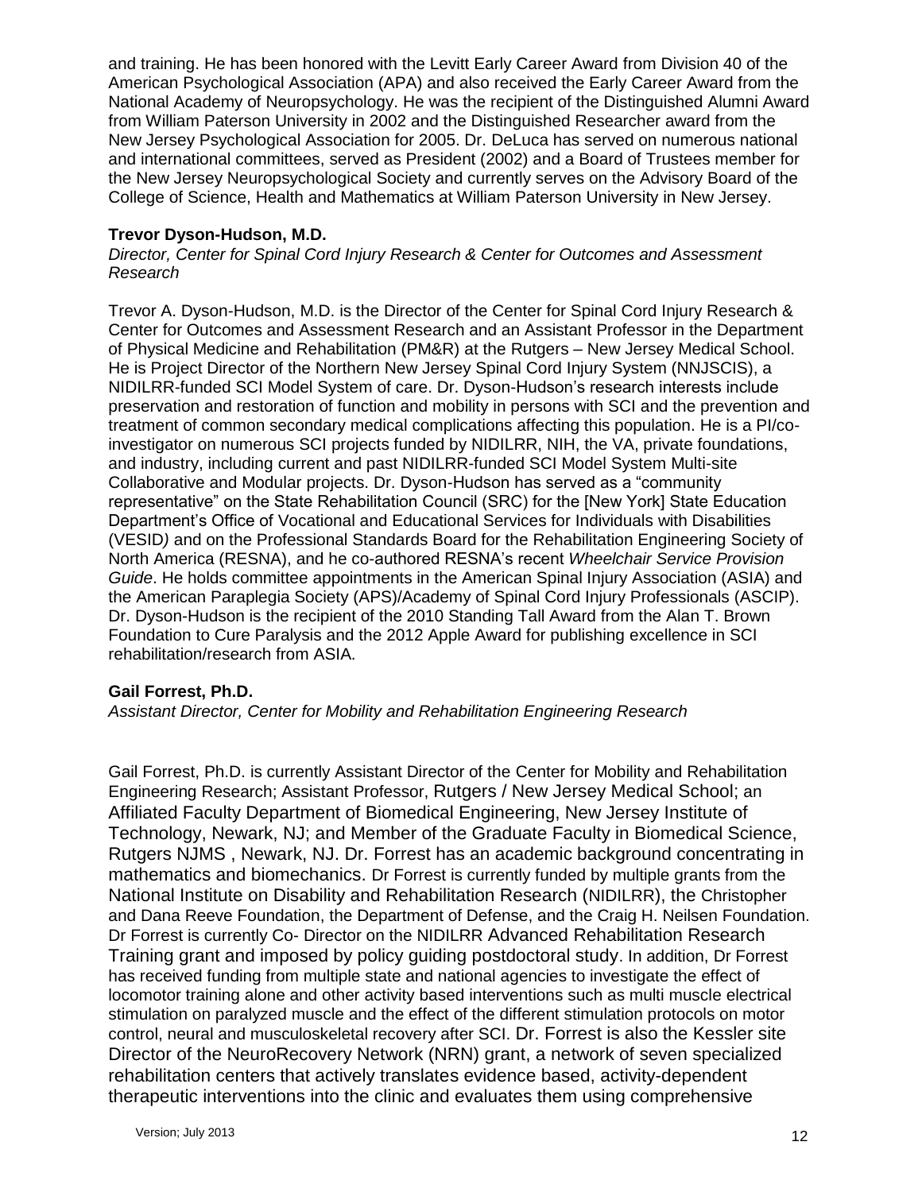and training. He has been honored with the Levitt Early Career Award from Division 40 of the American Psychological Association (APA) and also received the Early Career Award from the National Academy of Neuropsychology. He was the recipient of the Distinguished Alumni Award from William Paterson University in 2002 and the Distinguished Researcher award from the New Jersey Psychological Association for 2005. Dr. DeLuca has served on numerous national and international committees, served as President (2002) and a Board of Trustees member for the New Jersey Neuropsychological Society and currently serves on the Advisory Board of the College of Science, Health and Mathematics at William Paterson University in New Jersey.

**Trevor Dyson-Hudson, M.D.**
*Director, Center for Spinal Cord Injury Research & Center for Outcomes and Assessment Research*

Trevor A. Dyson-Hudson, M.D. is the Director of the Center for Spinal Cord Injury Research & Center for Outcomes and Assessment Research and an Assistant Professor in the Department of Physical Medicine and Rehabilitation (PM&R) at the Rutgers – New Jersey Medical School. He is Project Director of the Northern New Jersey Spinal Cord Injury System (NNJSCIS), a NIDILRR-funded SCI Model System of care. Dr. Dyson-Hudson's research interests include preservation and restoration of function and mobility in persons with SCI and the prevention and treatment of common secondary medical complications affecting this population. He is a PI/co-investigator on numerous SCI projects funded by NIDILRR, NIH, the VA, private foundations, and industry, including current and past NIDILRR-funded SCI Model System Multi-site Collaborative and Modular projects. Dr. Dyson-Hudson has served as a "community representative" on the State Rehabilitation Council (SRC) for the [New York] State Education Department's Office of Vocational and Educational Services for Individuals with Disabilities (VESID) and on the Professional Standards Board for the Rehabilitation Engineering Society of North America (RESNA), and he co-authored RESNA's recent *Wheelchair Service Provision Guide*. He holds committee appointments in the American Spinal Injury Association (ASIA) and the American Paraplegia Society (APS)/Academy of Spinal Cord Injury Professionals (ASCIP). Dr. Dyson-Hudson is the recipient of the 2010 Standing Tall Award from the Alan T. Brown Foundation to Cure Paralysis and the 2012 Apple Award for publishing excellence in SCI rehabilitation/research from ASIA.

**Gail Forrest, Ph.D.**
*Assistant Director, Center for Mobility and Rehabilitation Engineering Research*

Gail Forrest, Ph.D. is currently Assistant Director of the Center for Mobility and Rehabilitation Engineering Research; Assistant Professor, Rutgers / New Jersey Medical School; an Affiliated Faculty Department of Biomedical Engineering, New Jersey Institute of Technology, Newark, NJ; and Member of the Graduate Faculty in Biomedical Science, Rutgers NJMS , Newark, NJ. Dr. Forrest has an academic background concentrating in mathematics and biomechanics. Dr Forrest is currently funded by multiple grants from the National Institute on Disability and Rehabilitation Research (NIDILRR), the Christopher and Dana Reeve Foundation, the Department of Defense, and the Craig H. Neilsen Foundation. Dr Forrest is currently Co- Director on the NIDILRR Advanced Rehabilitation Research Training grant and imposed by policy guiding postdoctoral study. In addition, Dr Forrest has received funding from multiple state and national agencies to investigate the effect of locomotor training alone and other activity based interventions such as multi muscle electrical stimulation on paralyzed muscle and the effect of the different stimulation protocols on motor control, neural and musculoskeletal recovery after SCI. Dr. Forrest is also the Kessler site Director of the NeuroRecovery Network (NRN) grant, a network of seven specialized rehabilitation centers that actively translates evidence based, activity-dependent therapeutic interventions into the clinic and evaluates them using comprehensive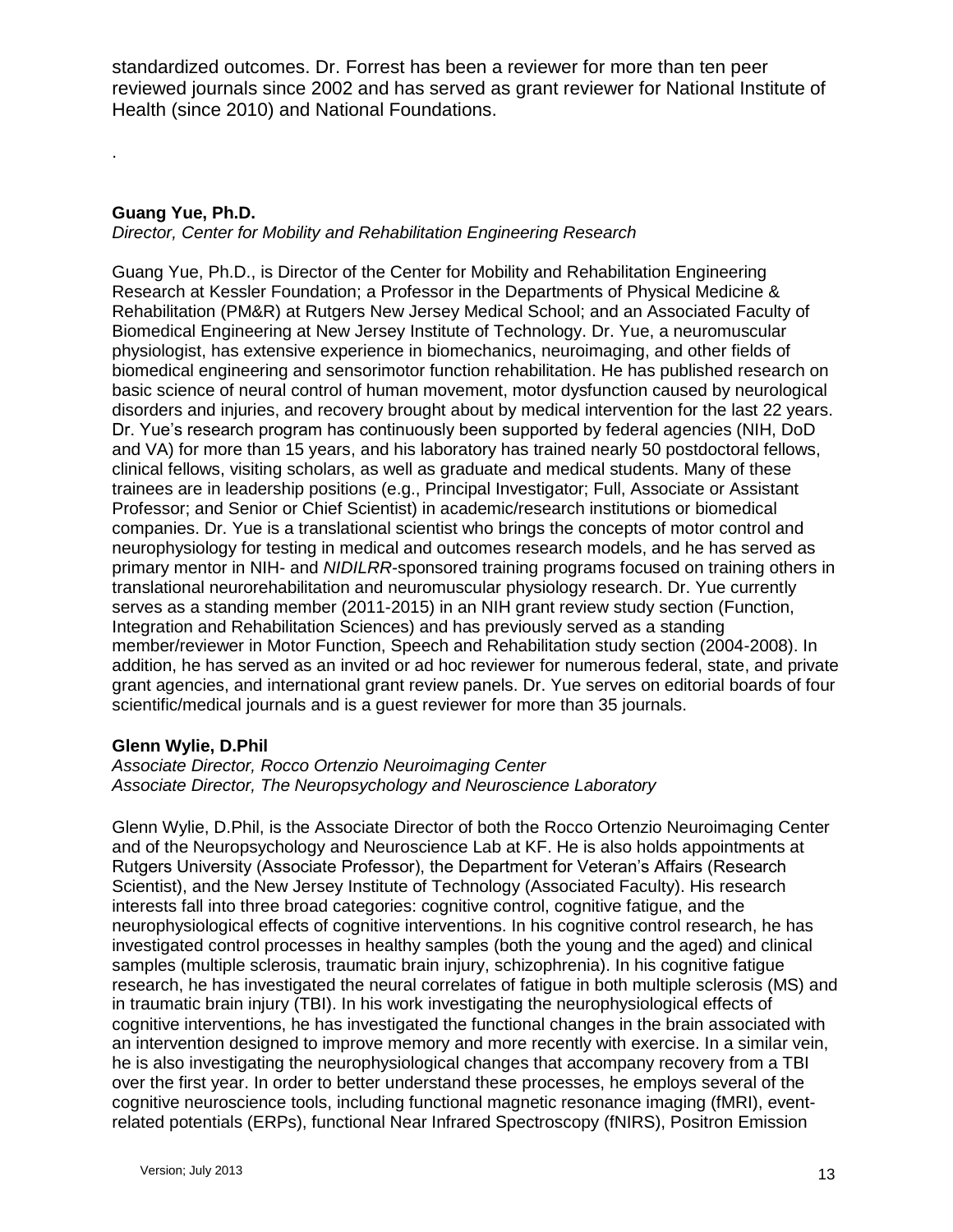standardized outcomes. Dr. Forrest has been a reviewer for more than ten peer reviewed journals since 2002 and has served as grant reviewer for National Institute of Health (since 2010) and National Foundations.

.

**Guang Yue, Ph.D.**
*Director, Center for Mobility and Rehabilitation Engineering Research*

Guang Yue, Ph.D., is Director of the Center for Mobility and Rehabilitation Engineering Research at Kessler Foundation; a Professor in the Departments of Physical Medicine & Rehabilitation (PM&R) at Rutgers New Jersey Medical School; and an Associated Faculty of Biomedical Engineering at New Jersey Institute of Technology. Dr. Yue, a neuromuscular physiologist, has extensive experience in biomechanics, neuroimaging, and other fields of biomedical engineering and sensorimotor function rehabilitation. He has published research on basic science of neural control of human movement, motor dysfunction caused by neurological disorders and injuries, and recovery brought about by medical intervention for the last 22 years. Dr. Yue's research program has continuously been supported by federal agencies (NIH, DoD and VA) for more than 15 years, and his laboratory has trained nearly 50 postdoctoral fellows, clinical fellows, visiting scholars, as well as graduate and medical students. Many of these trainees are in leadership positions (e.g., Principal Investigator; Full, Associate or Assistant Professor; and Senior or Chief Scientist) in academic/research institutions or biomedical companies. Dr. Yue is a translational scientist who brings the concepts of motor control and neurophysiology for testing in medical and outcomes research models, and he has served as primary mentor in NIH- and *NIDILRR*-sponsored training programs focused on training others in translational neurorehabilitation and neuromuscular physiology research. Dr. Yue currently serves as a standing member (2011-2015) in an NIH grant review study section (Function, Integration and Rehabilitation Sciences) and has previously served as a standing member/reviewer in Motor Function, Speech and Rehabilitation study section (2004-2008). In addition, he has served as an invited or ad hoc reviewer for numerous federal, state, and private grant agencies, and international grant review panels. Dr. Yue serves on editorial boards of four scientific/medical journals and is a guest reviewer for more than 35 journals.

**Glenn Wylie, D.Phil**
*Associate Director, Rocco Ortenzio Neuroimaging Center*
*Associate Director, The Neuropsychology and Neuroscience Laboratory*

Glenn Wylie, D.Phil, is the Associate Director of both the Rocco Ortenzio Neuroimaging Center and of the Neuropsychology and Neuroscience Lab at KF. He is also holds appointments at Rutgers University (Associate Professor), the Department for Veteran's Affairs (Research Scientist), and the New Jersey Institute of Technology (Associated Faculty). His research interests fall into three broad categories: cognitive control, cognitive fatigue, and the neurophysiological effects of cognitive interventions. In his cognitive control research, he has investigated control processes in healthy samples (both the young and the aged) and clinical samples (multiple sclerosis, traumatic brain injury, schizophrenia). In his cognitive fatigue research, he has investigated the neural correlates of fatigue in both multiple sclerosis (MS) and in traumatic brain injury (TBI). In his work investigating the neurophysiological effects of cognitive interventions, he has investigated the functional changes in the brain associated with an intervention designed to improve memory and more recently with exercise. In a similar vein, he is also investigating the neurophysiological changes that accompany recovery from a TBI over the first year. In order to better understand these processes, he employs several of the cognitive neuroscience tools, including functional magnetic resonance imaging (fMRI), event-related potentials (ERPs), functional Near Infrared Spectroscopy (fNIRS), Positron Emission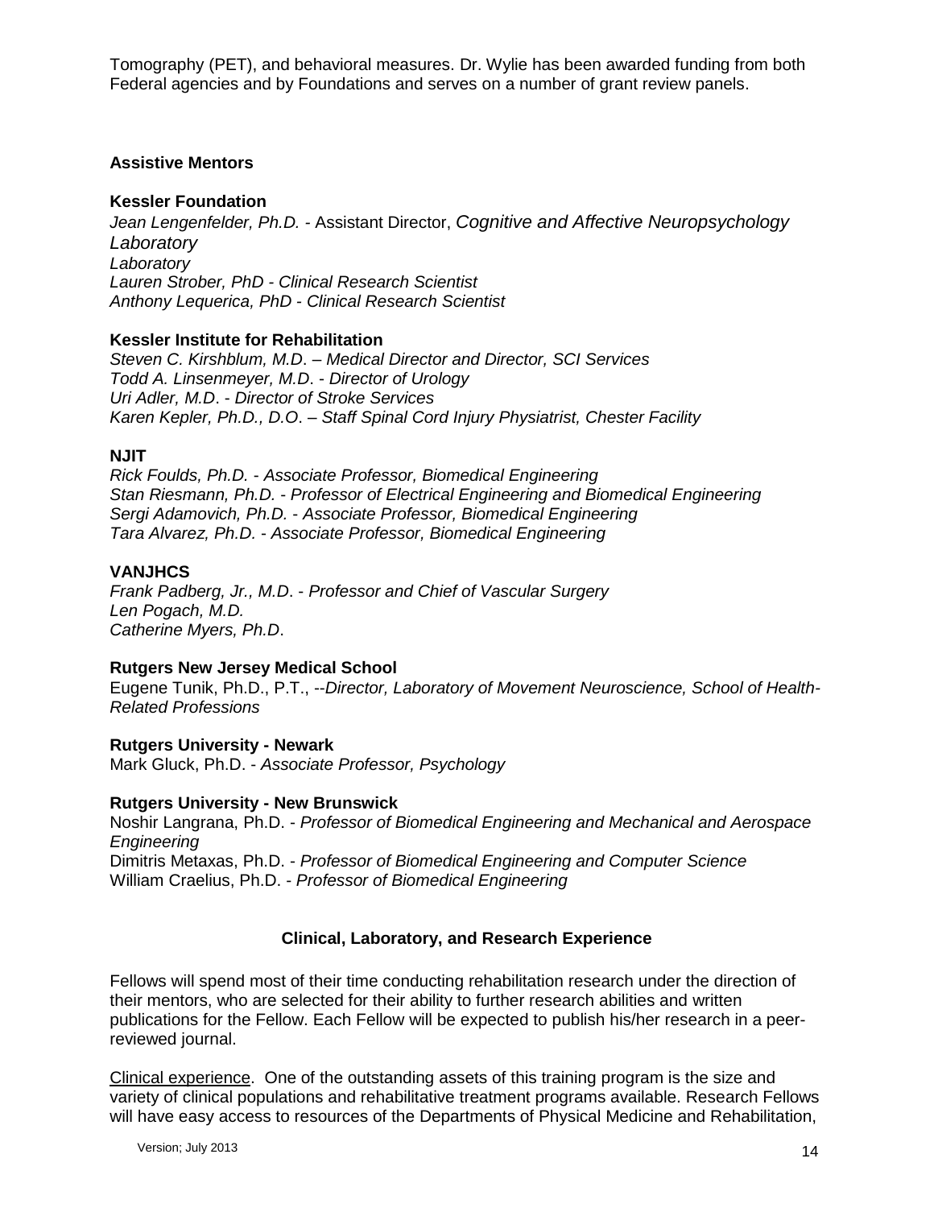Tomography (PET), and behavioral measures. Dr. Wylie has been awarded funding from both Federal agencies and by Foundations and serves on a number of grant review panels.

### Assistive Mentors

**Kessler Foundation**
*Jean Lengenfelder, Ph.D.* - Assistant Director, *Cognitive and Affective Neuropsychology Laboratory*
*Laboratory*
*Lauren Strober, PhD - Clinical Research Scientist*
*Anthony Lequerica, PhD - Clinical Research Scientist*

**Kessler Institute for Rehabilitation**
*Steven C. Kirshblum, M.D. – Medical Director and Director, SCI Services*
*Todd A. Linsenmeyer, M.D. - Director of Urology*
*Uri Adler, M.D. - Director of Stroke Services*
*Karen Kepler, Ph.D., D.O. – Staff Spinal Cord Injury Physiatrist, Chester Facility*

**NJIT**
*Rick Foulds, Ph.D. - Associate Professor, Biomedical Engineering*
*Stan Riesmann, Ph.D. - Professor of Electrical Engineering and Biomedical Engineering*
*Sergi Adamovich, Ph.D. - Associate Professor, Biomedical Engineering*
*Tara Alvarez, Ph.D. - Associate Professor, Biomedical Engineering*

**VANJHCS**
*Frank Padberg, Jr., M.D. - Professor and Chief of Vascular Surgery*
*Len Pogach, M.D.*
*Catherine Myers, Ph.D.*

**Rutgers New Jersey Medical School**
Eugene Tunik, Ph.D., P.T., --*Director, Laboratory of Movement Neuroscience, School of Health-Related Professions*

**Rutgers University - Newark**
Mark Gluck, Ph.D. - *Associate Professor, Psychology*

**Rutgers University - New Brunswick**
Noshir Langrana, Ph.D. - *Professor of Biomedical Engineering and Mechanical and Aerospace Engineering*
Dimitris Metaxas, Ph.D. - *Professor of Biomedical Engineering and Computer Science*
William Craelius, Ph.D. - *Professor of Biomedical Engineering*

### Clinical, Laboratory, and Research Experience

Fellows will spend most of their time conducting rehabilitation research under the direction of their mentors, who are selected for their ability to further research abilities and written publications for the Fellow. Each Fellow will be expected to publish his/her research in a peer-reviewed journal.

Clinical experience. One of the outstanding assets of this training program is the size and variety of clinical populations and rehabilitative treatment programs available. Research Fellows will have easy access to resources of the Departments of Physical Medicine and Rehabilitation,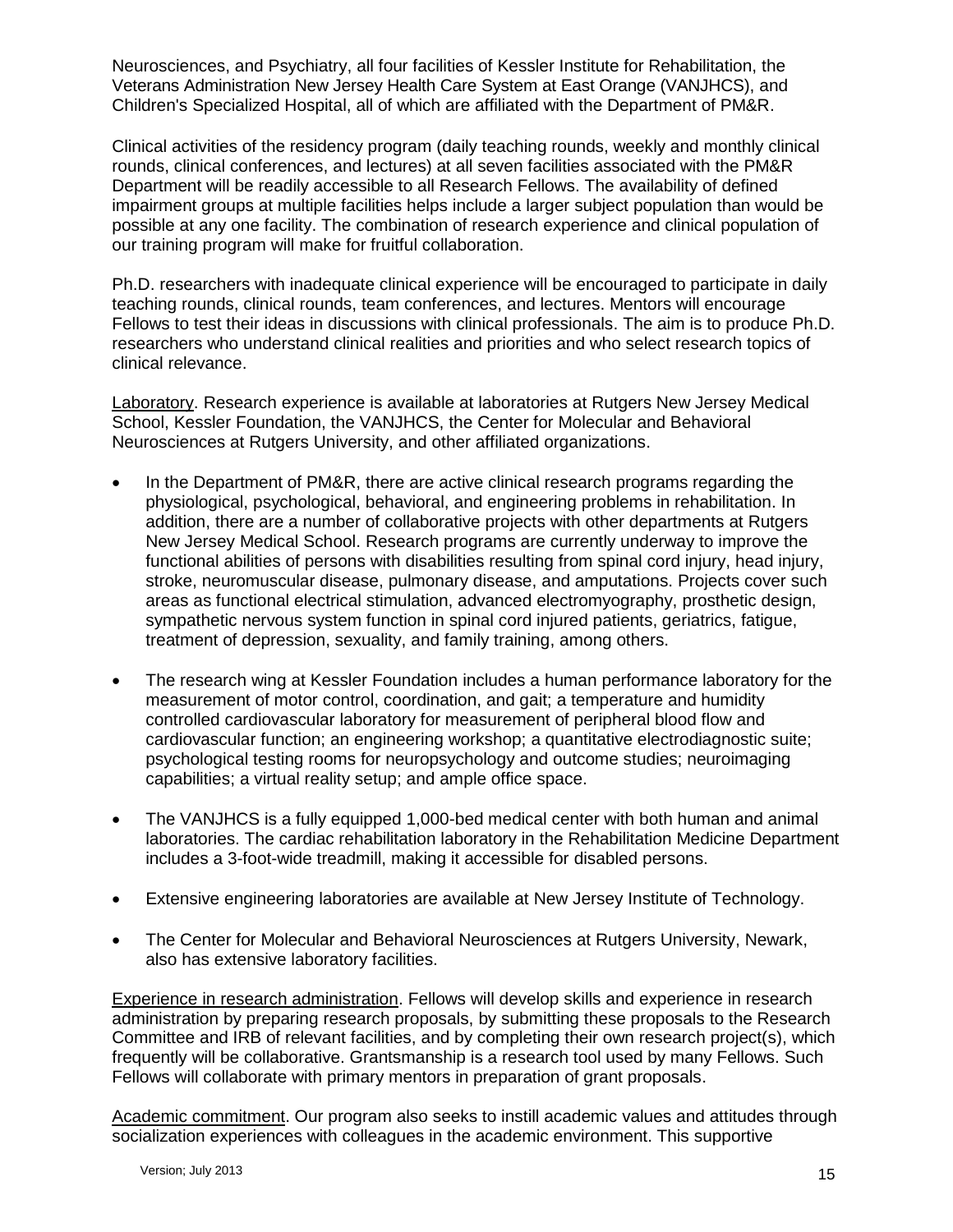Neurosciences, and Psychiatry, all four facilities of Kessler Institute for Rehabilitation, the Veterans Administration New Jersey Health Care System at East Orange (VANJHCS), and Children's Specialized Hospital, all of which are affiliated with the Department of PM&R.

Clinical activities of the residency program (daily teaching rounds, weekly and monthly clinical rounds, clinical conferences, and lectures) at all seven facilities associated with the PM&R Department will be readily accessible to all Research Fellows. The availability of defined impairment groups at multiple facilities helps include a larger subject population than would be possible at any one facility. The combination of research experience and clinical population of our training program will make for fruitful collaboration.

Ph.D. researchers with inadequate clinical experience will be encouraged to participate in daily teaching rounds, clinical rounds, team conferences, and lectures. Mentors will encourage Fellows to test their ideas in discussions with clinical professionals. The aim is to produce Ph.D. researchers who understand clinical realities and priorities and who select research topics of clinical relevance.

Laboratory. Research experience is available at laboratories at Rutgers New Jersey Medical School, Kessler Foundation, the VANJHCS, the Center for Molecular and Behavioral Neurosciences at Rutgers University, and other affiliated organizations.

- In the Department of PM&R, there are active clinical research programs regarding the physiological, psychological, behavioral, and engineering problems in rehabilitation. In addition, there are a number of collaborative projects with other departments at Rutgers New Jersey Medical School. Research programs are currently underway to improve the functional abilities of persons with disabilities resulting from spinal cord injury, head injury, stroke, neuromuscular disease, pulmonary disease, and amputations. Projects cover such areas as functional electrical stimulation, advanced electromyography, prosthetic design, sympathetic nervous system function in spinal cord injured patients, geriatrics, fatigue, treatment of depression, sexuality, and family training, among others.

- The research wing at Kessler Foundation includes a human performance laboratory for the measurement of motor control, coordination, and gait; a temperature and humidity controlled cardiovascular laboratory for measurement of peripheral blood flow and cardiovascular function; an engineering workshop; a quantitative electrodiagnostic suite; psychological testing rooms for neuropsychology and outcome studies; neuroimaging capabilities; a virtual reality setup; and ample office space.

- The VANJHCS is a fully equipped 1,000-bed medical center with both human and animal laboratories. The cardiac rehabilitation laboratory in the Rehabilitation Medicine Department includes a 3-foot-wide treadmill, making it accessible for disabled persons.

- Extensive engineering laboratories are available at New Jersey Institute of Technology.

- The Center for Molecular and Behavioral Neurosciences at Rutgers University, Newark, also has extensive laboratory facilities.

Experience in research administration. Fellows will develop skills and experience in research administration by preparing research proposals, by submitting these proposals to the Research Committee and IRB of relevant facilities, and by completing their own research project(s), which frequently will be collaborative. Grantsmanship is a research tool used by many Fellows. Such Fellows will collaborate with primary mentors in preparation of grant proposals.

Academic commitment. Our program also seeks to instill academic values and attitudes through socialization experiences with colleagues in the academic environment. This supportive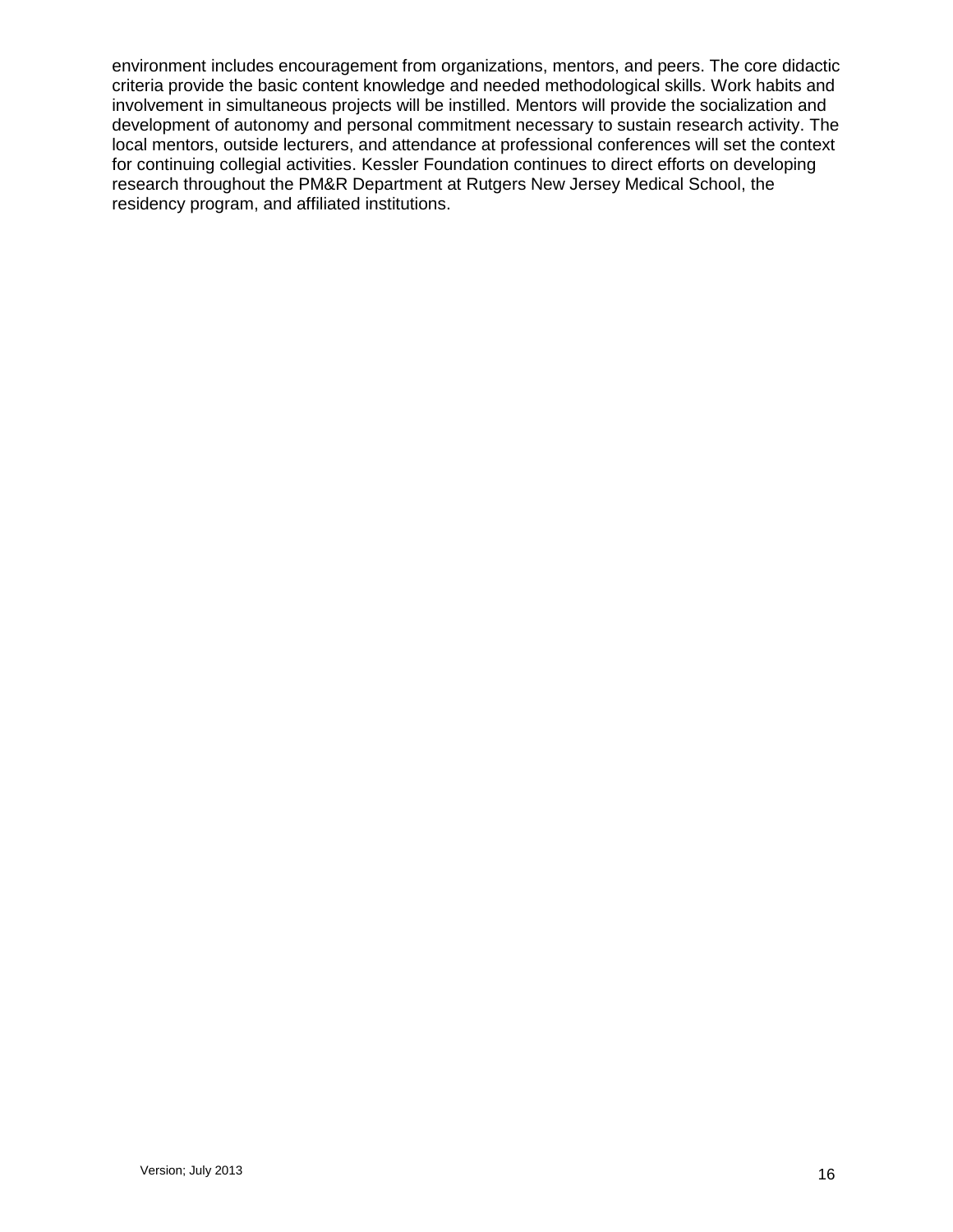environment includes encouragement from organizations, mentors, and peers. The core didactic criteria provide the basic content knowledge and needed methodological skills. Work habits and involvement in simultaneous projects will be instilled. Mentors will provide the socialization and development of autonomy and personal commitment necessary to sustain research activity. The local mentors, outside lecturers, and attendance at professional conferences will set the context for continuing collegial activities. Kessler Foundation continues to direct efforts on developing research throughout the PM&R Department at Rutgers New Jersey Medical School, the residency program, and affiliated institutions.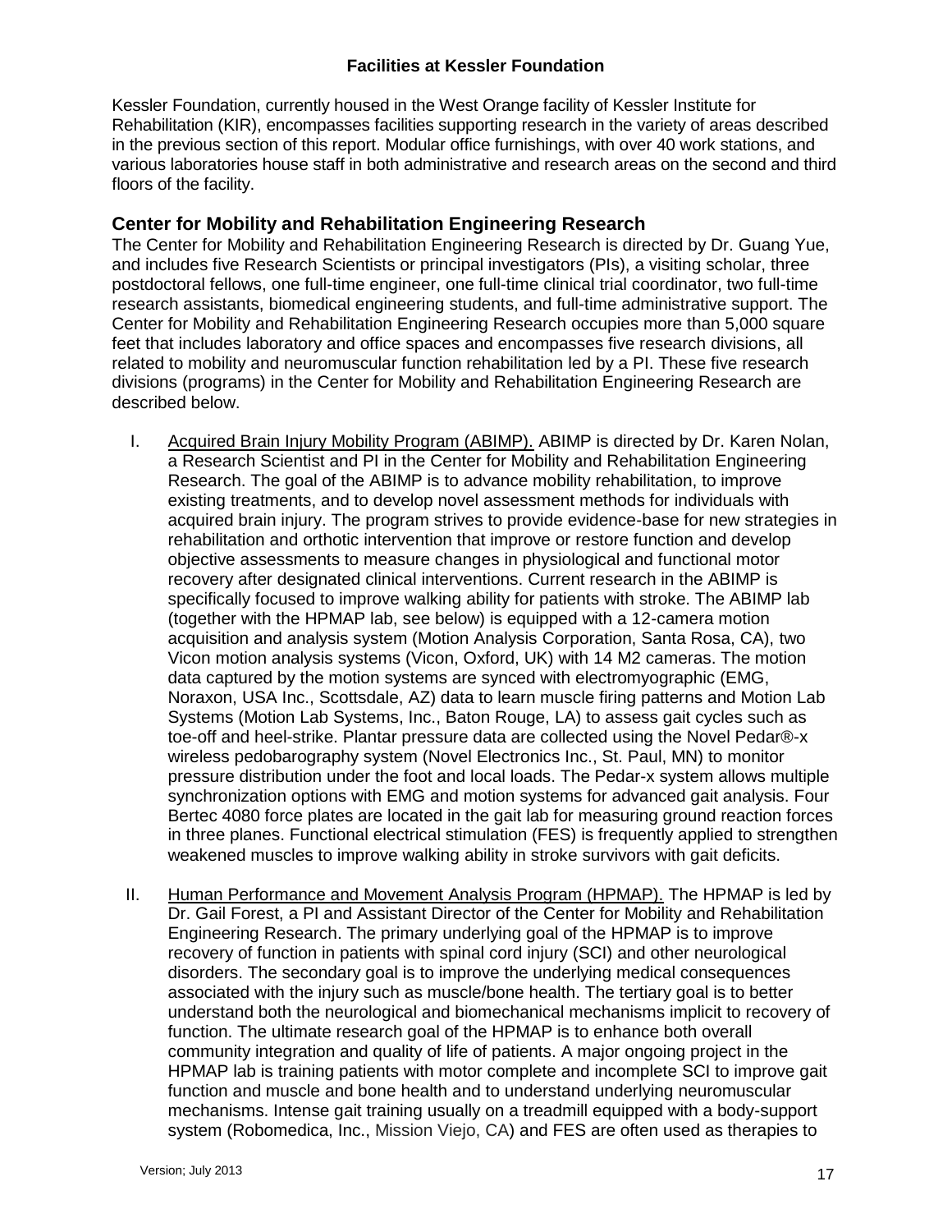**Facilities at Kessler Foundation**

Kessler Foundation, currently housed in the West Orange facility of Kessler Institute for Rehabilitation (KIR), encompasses facilities supporting research in the variety of areas described in the previous section of this report. Modular office furnishings, with over 40 work stations, and various laboratories house staff in both administrative and research areas on the second and third floors of the facility.

## Center for Mobility and Rehabilitation Engineering Research

The Center for Mobility and Rehabilitation Engineering Research is directed by Dr. Guang Yue, and includes five Research Scientists or principal investigators (PIs), a visiting scholar, three postdoctoral fellows, one full-time engineer, one full-time clinical trial coordinator, two full-time research assistants, biomedical engineering students, and full-time administrative support. The Center for Mobility and Rehabilitation Engineering Research occupies more than 5,000 square feet that includes laboratory and office spaces and encompasses five research divisions, all related to mobility and neuromuscular function rehabilitation led by a PI. These five research divisions (programs) in the Center for Mobility and Rehabilitation Engineering Research are described below.

I. Acquired Brain Injury Mobility Program (ABIMP). ABIMP is directed by Dr. Karen Nolan, a Research Scientist and PI in the Center for Mobility and Rehabilitation Engineering Research. The goal of the ABIMP is to advance mobility rehabilitation, to improve existing treatments, and to develop novel assessment methods for individuals with acquired brain injury. The program strives to provide evidence-base for new strategies in rehabilitation and orthotic intervention that improve or restore function and develop objective assessments to measure changes in physiological and functional motor recovery after designated clinical interventions. Current research in the ABIMP is specifically focused to improve walking ability for patients with stroke. The ABIMP lab (together with the HPMAP lab, see below) is equipped with a 12-camera motion acquisition and analysis system (Motion Analysis Corporation, Santa Rosa, CA), two Vicon motion analysis systems (Vicon, Oxford, UK) with 14 M2 cameras. The motion data captured by the motion systems are synced with electromyographic (EMG, Noraxon, USA Inc., Scottsdale, AZ) data to learn muscle firing patterns and Motion Lab Systems (Motion Lab Systems, Inc., Baton Rouge, LA) to assess gait cycles such as toe-off and heel-strike. Plantar pressure data are collected using the Novel Pedar®-x wireless pedobarography system (Novel Electronics Inc., St. Paul, MN) to monitor pressure distribution under the foot and local loads. The Pedar-x system allows multiple synchronization options with EMG and motion systems for advanced gait analysis. Four Bertec 4080 force plates are located in the gait lab for measuring ground reaction forces in three planes. Functional electrical stimulation (FES) is frequently applied to strengthen weakened muscles to improve walking ability in stroke survivors with gait deficits.

II. Human Performance and Movement Analysis Program (HPMAP). The HPMAP is led by Dr. Gail Forest, a PI and Assistant Director of the Center for Mobility and Rehabilitation Engineering Research. The primary underlying goal of the HPMAP is to improve recovery of function in patients with spinal cord injury (SCI) and other neurological disorders. The secondary goal is to improve the underlying medical consequences associated with the injury such as muscle/bone health. The tertiary goal is to better understand both the neurological and biomechanical mechanisms implicit to recovery of function. The ultimate research goal of the HPMAP is to enhance both overall community integration and quality of life of patients. A major ongoing project in the HPMAP lab is training patients with motor complete and incomplete SCI to improve gait function and muscle and bone health and to understand underlying neuromuscular mechanisms. Intense gait training usually on a treadmill equipped with a body-support system (Robomedica, Inc., Mission Viejo, CA) and FES are often used as therapies to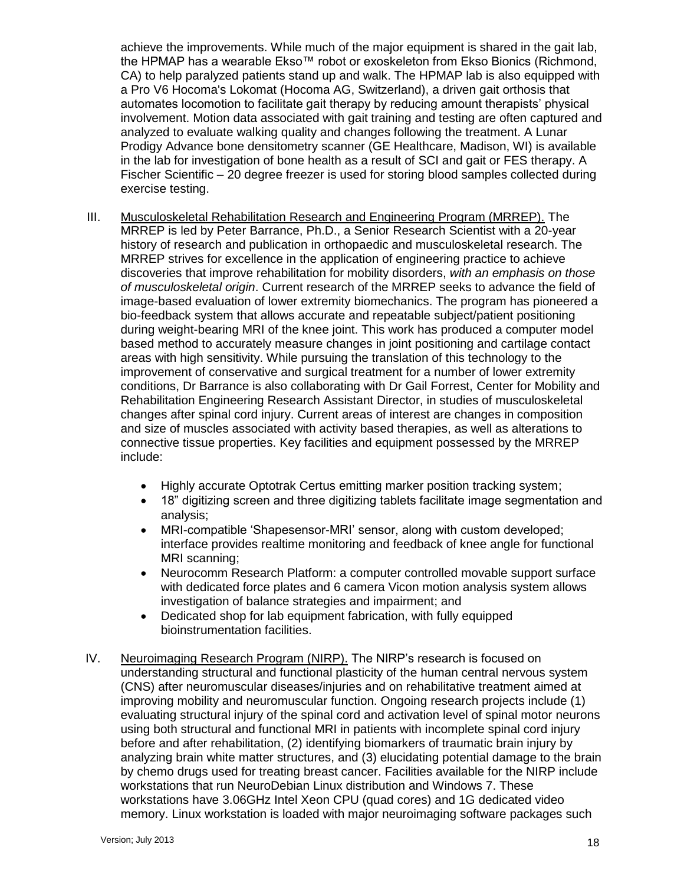achieve the improvements. While much of the major equipment is shared in the gait lab, the HPMAP has a wearable Ekso™ robot or exoskeleton from Ekso Bionics (Richmond, CA) to help paralyzed patients stand up and walk. The HPMAP lab is also equipped with a Pro V6 Hocoma's Lokomat (Hocoma AG, Switzerland), a driven gait orthosis that automates locomotion to facilitate gait therapy by reducing amount therapists' physical involvement. Motion data associated with gait training and testing are often captured and analyzed to evaluate walking quality and changes following the treatment. A Lunar Prodigy Advance bone densitometry scanner (GE Healthcare, Madison, WI) is available in the lab for investigation of bone health as a result of SCI and gait or FES therapy. A Fischer Scientific – 20 degree freezer is used for storing blood samples collected during exercise testing.

III. <u>Musculoskeletal Rehabilitation Research and Engineering Program (MRREP).</u> The MRREP is led by Peter Barrance, Ph.D., a Senior Research Scientist with a 20-year history of research and publication in orthopaedic and musculoskeletal research. The MRREP strives for excellence in the application of engineering practice to achieve discoveries that improve rehabilitation for mobility disorders, *with an emphasis on those of musculoskeletal origin*. Current research of the MRREP seeks to advance the field of image-based evaluation of lower extremity biomechanics. The program has pioneered a bio-feedback system that allows accurate and repeatable subject/patient positioning during weight-bearing MRI of the knee joint. This work has produced a computer model based method to accurately measure changes in joint positioning and cartilage contact areas with high sensitivity. While pursuing the translation of this technology to the improvement of conservative and surgical treatment for a number of lower extremity conditions, Dr Barrance is also collaborating with Dr Gail Forrest, Center for Mobility and Rehabilitation Engineering Research Assistant Director, in studies of musculoskeletal changes after spinal cord injury. Current areas of interest are changes in composition and size of muscles associated with activity based therapies, as well as alterations to connective tissue properties. Key facilities and equipment possessed by the MRREP include:

- Highly accurate Optotrak Certus emitting marker position tracking system;
- 18" digitizing screen and three digitizing tablets facilitate image segmentation and analysis;
- MRI-compatible 'Shapesensor-MRI' sensor, along with custom developed; interface provides realtime monitoring and feedback of knee angle for functional MRI scanning;
- Neurocomm Research Platform: a computer controlled movable support surface with dedicated force plates and 6 camera Vicon motion analysis system allows investigation of balance strategies and impairment; and
- Dedicated shop for lab equipment fabrication, with fully equipped bioinstrumentation facilities.

IV. <u>Neuroimaging Research Program (NIRP).</u> The NIRP's research is focused on understanding structural and functional plasticity of the human central nervous system (CNS) after neuromuscular diseases/injuries and on rehabilitative treatment aimed at improving mobility and neuromuscular function. Ongoing research projects include (1) evaluating structural injury of the spinal cord and activation level of spinal motor neurons using both structural and functional MRI in patients with incomplete spinal cord injury before and after rehabilitation, (2) identifying biomarkers of traumatic brain injury by analyzing brain white matter structures, and (3) elucidating potential damage to the brain by chemo drugs used for treating breast cancer. Facilities available for the NIRP include workstations that run NeuroDebian Linux distribution and Windows 7. These workstations have 3.06GHz Intel Xeon CPU (quad cores) and 1G dedicated video memory. Linux workstation is loaded with major neuroimaging software packages such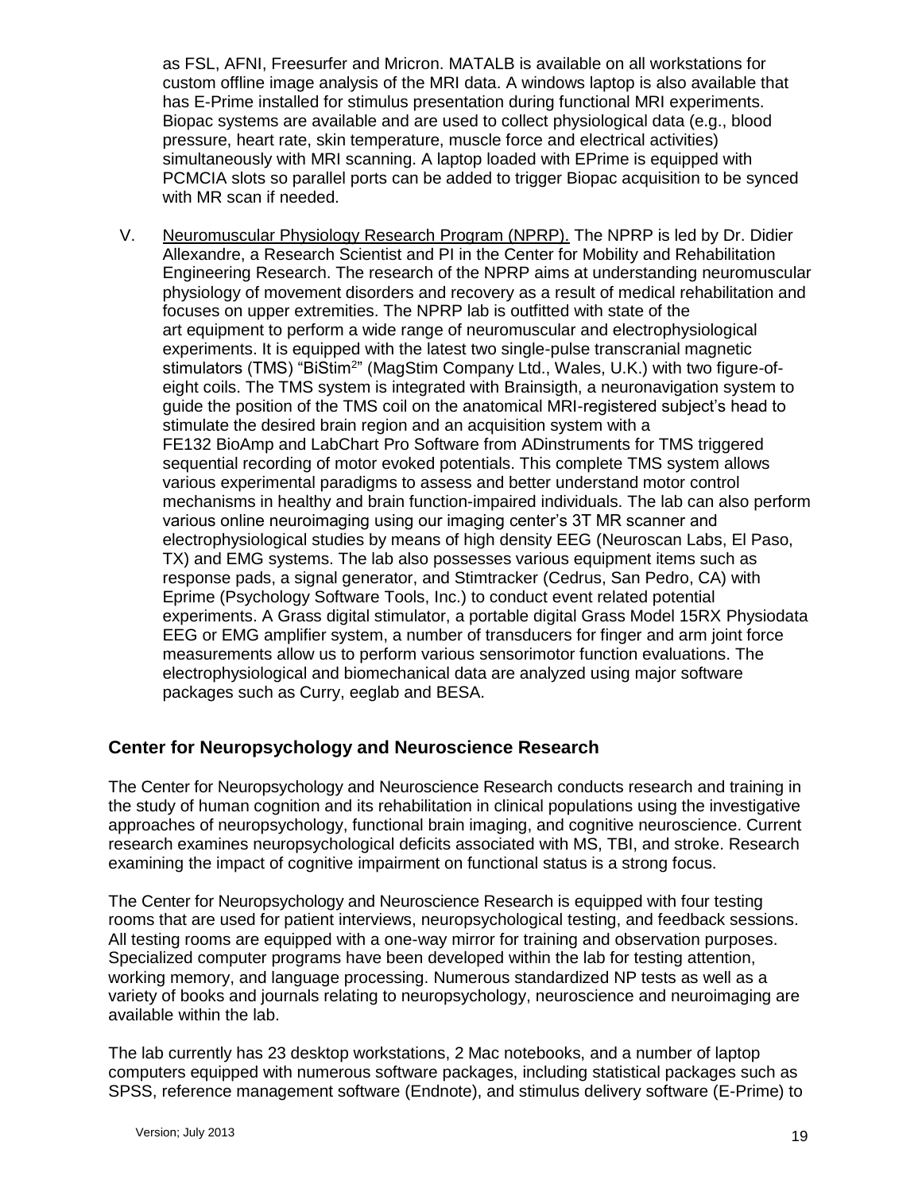as FSL, AFNI, Freesurfer and Mricron. MATALB is available on all workstations for custom offline image analysis of the MRI data. A windows laptop is also available that has E-Prime installed for stimulus presentation during functional MRI experiments. Biopac systems are available and are used to collect physiological data (e.g., blood pressure, heart rate, skin temperature, muscle force and electrical activities) simultaneously with MRI scanning. A laptop loaded with EPrime is equipped with PCMCIA slots so parallel ports can be added to trigger Biopac acquisition to be synced with MR scan if needed.

V. Neuromuscular Physiology Research Program (NPRP). The NPRP is led by Dr. Didier Allexandre, a Research Scientist and PI in the Center for Mobility and Rehabilitation Engineering Research. The research of the NPRP aims at understanding neuromuscular physiology of movement disorders and recovery as a result of medical rehabilitation and focuses on upper extremities. The NPRP lab is outfitted with state of the art equipment to perform a wide range of neuromuscular and electrophysiological experiments. It is equipped with the latest two single-pulse transcranial magnetic stimulators (TMS) "BiStim$^2$" (MagStim Company Ltd., Wales, U.K.) with two figure-of-eight coils. The TMS system is integrated with Brainsigth, a neuronavigation system to guide the position of the TMS coil on the anatomical MRI-registered subject's head to stimulate the desired brain region and an acquisition system with a FE132 BioAmp and LabChart Pro Software from ADinstruments for TMS triggered sequential recording of motor evoked potentials. This complete TMS system allows various experimental paradigms to assess and better understand motor control mechanisms in healthy and brain function-impaired individuals. The lab can also perform various online neuroimaging using our imaging center's 3T MR scanner and electrophysiological studies by means of high density EEG (Neuroscan Labs, El Paso, TX) and EMG systems. The lab also possesses various equipment items such as response pads, a signal generator, and Stimtracker (Cedrus, San Pedro, CA) with Eprime (Psychology Software Tools, Inc.) to conduct event related potential experiments. A Grass digital stimulator, a portable digital Grass Model 15RX Physiodata EEG or EMG amplifier system, a number of transducers for finger and arm joint force measurements allow us to perform various sensorimotor function evaluations. The electrophysiological and biomechanical data are analyzed using major software packages such as Curry, eeglab and BESA.

## Center for Neuropsychology and Neuroscience Research

The Center for Neuropsychology and Neuroscience Research conducts research and training in the study of human cognition and its rehabilitation in clinical populations using the investigative approaches of neuropsychology, functional brain imaging, and cognitive neuroscience. Current research examines neuropsychological deficits associated with MS, TBI, and stroke. Research examining the impact of cognitive impairment on functional status is a strong focus.

The Center for Neuropsychology and Neuroscience Research is equipped with four testing rooms that are used for patient interviews, neuropsychological testing, and feedback sessions. All testing rooms are equipped with a one-way mirror for training and observation purposes. Specialized computer programs have been developed within the lab for testing attention, working memory, and language processing. Numerous standardized NP tests as well as a variety of books and journals relating to neuropsychology, neuroscience and neuroimaging are available within the lab.

The lab currently has 23 desktop workstations, 2 Mac notebooks, and a number of laptop computers equipped with numerous software packages, including statistical packages such as SPSS, reference management software (Endnote), and stimulus delivery software (E-Prime) to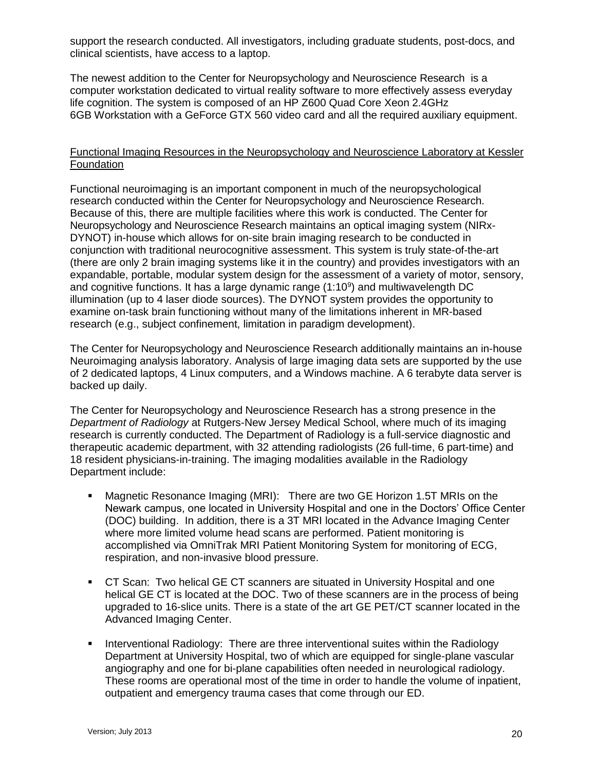support the research conducted. All investigators, including graduate students, post-docs, and clinical scientists, have access to a laptop.

The newest addition to the Center for Neuropsychology and Neuroscience Research is a computer workstation dedicated to virtual reality software to more effectively assess everyday life cognition. The system is composed of an HP Z600 Quad Core Xeon 2.4GHz 6GB Workstation with a GeForce GTX 560 video card and all the required auxiliary equipment.

Functional Imaging Resources in the Neuropsychology and Neuroscience Laboratory at Kessler Foundation

Functional neuroimaging is an important component in much of the neuropsychological research conducted within the Center for Neuropsychology and Neuroscience Research. Because of this, there are multiple facilities where this work is conducted. The Center for Neuropsychology and Neuroscience Research maintains an optical imaging system (NIRx-DYNOT) in-house which allows for on-site brain imaging research to be conducted in conjunction with traditional neurocognitive assessment. This system is truly state-of-the-art (there are only 2 brain imaging systems like it in the country) and provides investigators with an expandable, portable, modular system design for the assessment of a variety of motor, sensory, and cognitive functions. It has a large dynamic range ($1{:}10^9$) and multiwavelength DC illumination (up to 4 laser diode sources). The DYNOT system provides the opportunity to examine on-task brain functioning without many of the limitations inherent in MR-based research (e.g., subject confinement, limitation in paradigm development).

The Center for Neuropsychology and Neuroscience Research additionally maintains an in-house Neuroimaging analysis laboratory. Analysis of large imaging data sets are supported by the use of 2 dedicated laptops, 4 Linux computers, and a Windows machine. A 6 terabyte data server is backed up daily.

The Center for Neuropsychology and Neuroscience Research has a strong presence in the *Department of Radiology* at Rutgers-New Jersey Medical School, where much of its imaging research is currently conducted. The Department of Radiology is a full-service diagnostic and therapeutic academic department, with 32 attending radiologists (26 full-time, 6 part-time) and 18 resident physicians-in-training. The imaging modalities available in the Radiology Department include:

- Magnetic Resonance Imaging (MRI): There are two GE Horizon 1.5T MRIs on the Newark campus, one located in University Hospital and one in the Doctors' Office Center (DOC) building. In addition, there is a 3T MRI located in the Advance Imaging Center where more limited volume head scans are performed. Patient monitoring is accomplished via OmniTrak MRI Patient Monitoring System for monitoring of ECG, respiration, and non-invasive blood pressure.

- CT Scan: Two helical GE CT scanners are situated in University Hospital and one helical GE CT is located at the DOC. Two of these scanners are in the process of being upgraded to 16-slice units. There is a state of the art GE PET/CT scanner located in the Advanced Imaging Center.

- Interventional Radiology: There are three interventional suites within the Radiology Department at University Hospital, two of which are equipped for single-plane vascular angiography and one for bi-plane capabilities often needed in neurological radiology. These rooms are operational most of the time in order to handle the volume of inpatient, outpatient and emergency trauma cases that come through our ED.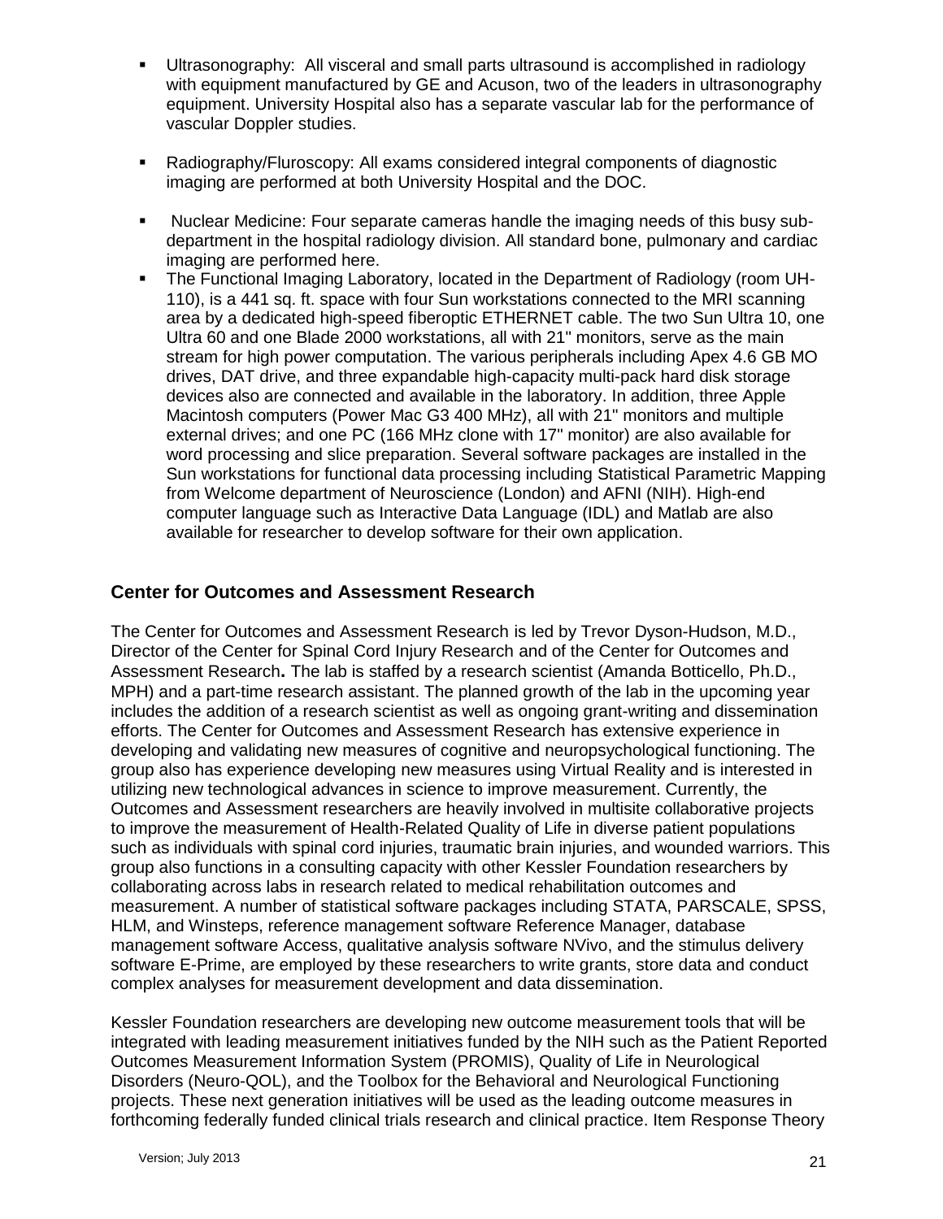- Ultrasonography: All visceral and small parts ultrasound is accomplished in radiology with equipment manufactured by GE and Acuson, two of the leaders in ultrasonography equipment. University Hospital also has a separate vascular lab for the performance of vascular Doppler studies.

- Radiography/Fluroscopy: All exams considered integral components of diagnostic imaging are performed at both University Hospital and the DOC.

- Nuclear Medicine: Four separate cameras handle the imaging needs of this busy sub-department in the hospital radiology division. All standard bone, pulmonary and cardiac imaging are performed here.
- The Functional Imaging Laboratory, located in the Department of Radiology (room UH-110), is a 441 sq. ft. space with four Sun workstations connected to the MRI scanning area by a dedicated high-speed fiberoptic ETHERNET cable. The two Sun Ultra 10, one Ultra 60 and one Blade 2000 workstations, all with 21" monitors, serve as the main stream for high power computation. The various peripherals including Apex 4.6 GB MO drives, DAT drive, and three expandable high-capacity multi-pack hard disk storage devices also are connected and available in the laboratory. In addition, three Apple Macintosh computers (Power Mac G3 400 MHz), all with 21" monitors and multiple external drives; and one PC (166 MHz clone with 17" monitor) are also available for word processing and slice preparation. Several software packages are installed in the Sun workstations for functional data processing including Statistical Parametric Mapping from Welcome department of Neuroscience (London) and AFNI (NIH). High-end computer language such as Interactive Data Language (IDL) and Matlab are also available for researcher to develop software for their own application.

## Center for Outcomes and Assessment Research

The Center for Outcomes and Assessment Research is led by Trevor Dyson-Hudson, M.D., Director of the Center for Spinal Cord Injury Research and of the Center for Outcomes and Assessment Research**.** The lab is staffed by a research scientist (Amanda Botticello, Ph.D., MPH) and a part-time research assistant. The planned growth of the lab in the upcoming year includes the addition of a research scientist as well as ongoing grant-writing and dissemination efforts. The Center for Outcomes and Assessment Research has extensive experience in developing and validating new measures of cognitive and neuropsychological functioning. The group also has experience developing new measures using Virtual Reality and is interested in utilizing new technological advances in science to improve measurement. Currently, the Outcomes and Assessment researchers are heavily involved in multisite collaborative projects to improve the measurement of Health-Related Quality of Life in diverse patient populations such as individuals with spinal cord injuries, traumatic brain injuries, and wounded warriors. This group also functions in a consulting capacity with other Kessler Foundation researchers by collaborating across labs in research related to medical rehabilitation outcomes and measurement. A number of statistical software packages including STATA, PARSCALE, SPSS, HLM, and Winsteps, reference management software Reference Manager, database management software Access, qualitative analysis software NVivo, and the stimulus delivery software E-Prime, are employed by these researchers to write grants, store data and conduct complex analyses for measurement development and data dissemination.

Kessler Foundation researchers are developing new outcome measurement tools that will be integrated with leading measurement initiatives funded by the NIH such as the Patient Reported Outcomes Measurement Information System (PROMIS), Quality of Life in Neurological Disorders (Neuro-QOL), and the Toolbox for the Behavioral and Neurological Functioning projects. These next generation initiatives will be used as the leading outcome measures in forthcoming federally funded clinical trials research and clinical practice. Item Response Theory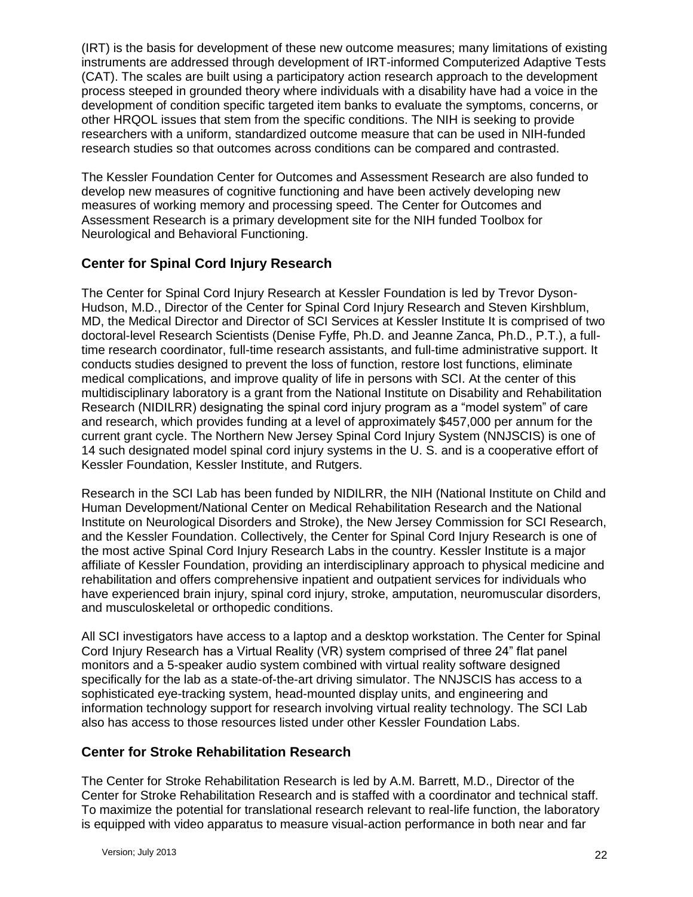(IRT) is the basis for development of these new outcome measures; many limitations of existing instruments are addressed through development of IRT-informed Computerized Adaptive Tests (CAT). The scales are built using a participatory action research approach to the development process steeped in grounded theory where individuals with a disability have had a voice in the development of condition specific targeted item banks to evaluate the symptoms, concerns, or other HRQOL issues that stem from the specific conditions. The NIH is seeking to provide researchers with a uniform, standardized outcome measure that can be used in NIH-funded research studies so that outcomes across conditions can be compared and contrasted.

The Kessler Foundation Center for Outcomes and Assessment Research are also funded to develop new measures of cognitive functioning and have been actively developing new measures of working memory and processing speed. The Center for Outcomes and Assessment Research is a primary development site for the NIH funded Toolbox for Neurological and Behavioral Functioning.

## Center for Spinal Cord Injury Research

The Center for Spinal Cord Injury Research at Kessler Foundation is led by Trevor Dyson-Hudson, M.D., Director of the Center for Spinal Cord Injury Research and Steven Kirshblum, MD, the Medical Director and Director of SCI Services at Kessler Institute It is comprised of two doctoral-level Research Scientists (Denise Fyffe, Ph.D. and Jeanne Zanca, Ph.D., P.T.), a full-time research coordinator, full-time research assistants, and full-time administrative support. It conducts studies designed to prevent the loss of function, restore lost functions, eliminate medical complications, and improve quality of life in persons with SCI. At the center of this multidisciplinary laboratory is a grant from the National Institute on Disability and Rehabilitation Research (NIDILRR) designating the spinal cord injury program as a "model system" of care and research, which provides funding at a level of approximately $457,000 per annum for the current grant cycle. The Northern New Jersey Spinal Cord Injury System (NNJSCIS) is one of 14 such designated model spinal cord injury systems in the U. S. and is a cooperative effort of Kessler Foundation, Kessler Institute, and Rutgers.

Research in the SCI Lab has been funded by NIDILRR, the NIH (National Institute on Child and Human Development/National Center on Medical Rehabilitation Research and the National Institute on Neurological Disorders and Stroke), the New Jersey Commission for SCI Research, and the Kessler Foundation. Collectively, the Center for Spinal Cord Injury Research is one of the most active Spinal Cord Injury Research Labs in the country. Kessler Institute is a major affiliate of Kessler Foundation, providing an interdisciplinary approach to physical medicine and rehabilitation and offers comprehensive inpatient and outpatient services for individuals who have experienced brain injury, spinal cord injury, stroke, amputation, neuromuscular disorders, and musculoskeletal or orthopedic conditions.

All SCI investigators have access to a laptop and a desktop workstation. The Center for Spinal Cord Injury Research has a Virtual Reality (VR) system comprised of three 24" flat panel monitors and a 5-speaker audio system combined with virtual reality software designed specifically for the lab as a state-of-the-art driving simulator. The NNJSCIS has access to a sophisticated eye-tracking system, head-mounted display units, and engineering and information technology support for research involving virtual reality technology. The SCI Lab also has access to those resources listed under other Kessler Foundation Labs.

## Center for Stroke Rehabilitation Research

The Center for Stroke Rehabilitation Research is led by A.M. Barrett, M.D., Director of the Center for Stroke Rehabilitation Research and is staffed with a coordinator and technical staff. To maximize the potential for translational research relevant to real-life function, the laboratory is equipped with video apparatus to measure visual-action performance in both near and far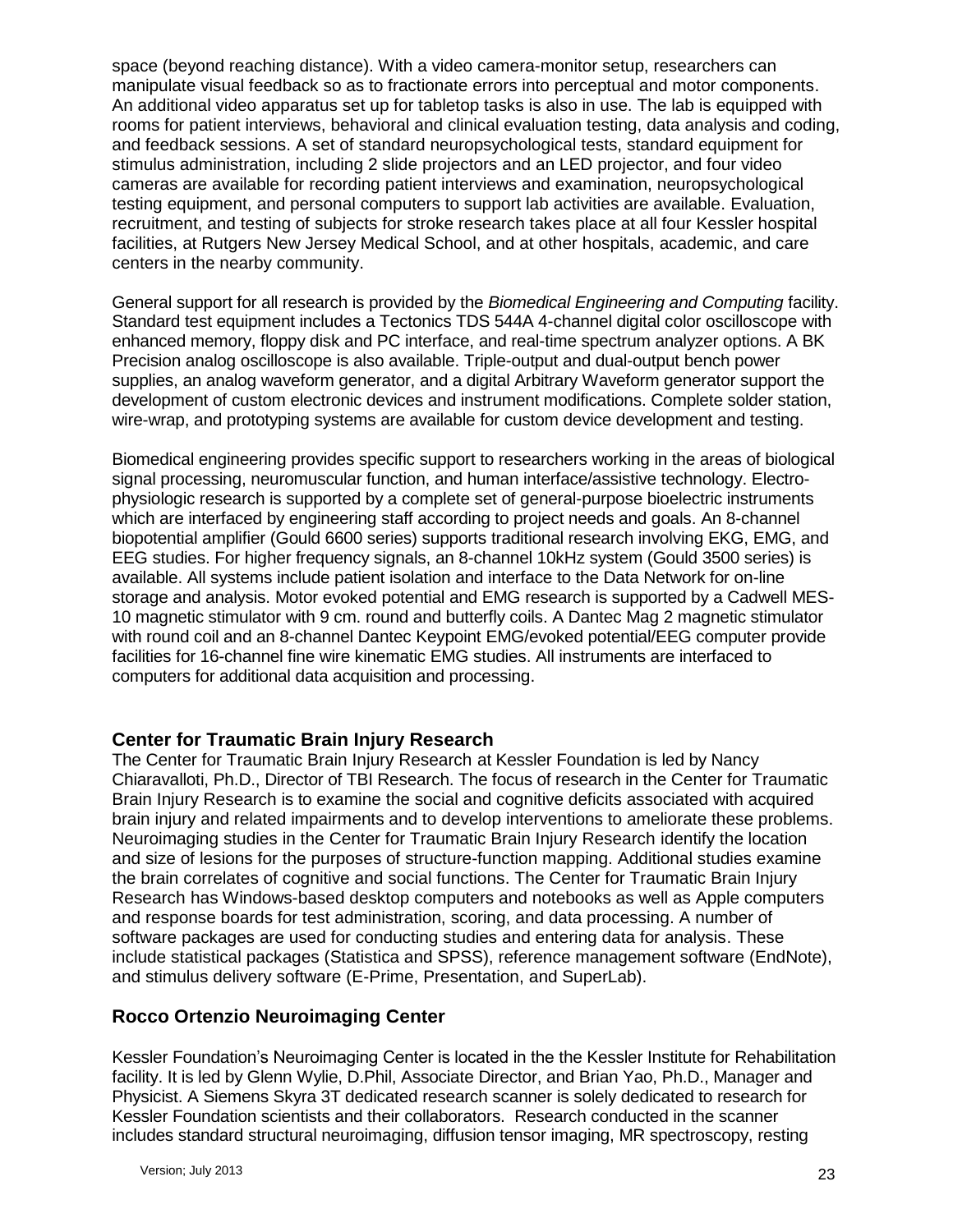space (beyond reaching distance). With a video camera-monitor setup, researchers can manipulate visual feedback so as to fractionate errors into perceptual and motor components. An additional video apparatus set up for tabletop tasks is also in use. The lab is equipped with rooms for patient interviews, behavioral and clinical evaluation testing, data analysis and coding, and feedback sessions. A set of standard neuropsychological tests, standard equipment for stimulus administration, including 2 slide projectors and an LED projector, and four video cameras are available for recording patient interviews and examination, neuropsychological testing equipment, and personal computers to support lab activities are available. Evaluation, recruitment, and testing of subjects for stroke research takes place at all four Kessler hospital facilities, at Rutgers New Jersey Medical School, and at other hospitals, academic, and care centers in the nearby community.

General support for all research is provided by the *Biomedical Engineering and Computing* facility. Standard test equipment includes a Tectonics TDS 544A 4-channel digital color oscilloscope with enhanced memory, floppy disk and PC interface, and real-time spectrum analyzer options. A BK Precision analog oscilloscope is also available. Triple-output and dual-output bench power supplies, an analog waveform generator, and a digital Arbitrary Waveform generator support the development of custom electronic devices and instrument modifications. Complete solder station, wire-wrap, and prototyping systems are available for custom device development and testing.

Biomedical engineering provides specific support to researchers working in the areas of biological signal processing, neuromuscular function, and human interface/assistive technology. Electro-physiologic research is supported by a complete set of general-purpose bioelectric instruments which are interfaced by engineering staff according to project needs and goals. An 8-channel biopotential amplifier (Gould 6600 series) supports traditional research involving EKG, EMG, and EEG studies. For higher frequency signals, an 8-channel 10kHz system (Gould 3500 series) is available. All systems include patient isolation and interface to the Data Network for on-line storage and analysis. Motor evoked potential and EMG research is supported by a Cadwell MES-10 magnetic stimulator with 9 cm. round and butterfly coils. A Dantec Mag 2 magnetic stimulator with round coil and an 8-channel Dantec Keypoint EMG/evoked potential/EEG computer provide facilities for 16-channel fine wire kinematic EMG studies. All instruments are interfaced to computers for additional data acquisition and processing.

## Center for Traumatic Brain Injury Research

The Center for Traumatic Brain Injury Research at Kessler Foundation is led by Nancy Chiaravalloti, Ph.D., Director of TBI Research. The focus of research in the Center for Traumatic Brain Injury Research is to examine the social and cognitive deficits associated with acquired brain injury and related impairments and to develop interventions to ameliorate these problems. Neuroimaging studies in the Center for Traumatic Brain Injury Research identify the location and size of lesions for the purposes of structure-function mapping. Additional studies examine the brain correlates of cognitive and social functions. The Center for Traumatic Brain Injury Research has Windows-based desktop computers and notebooks as well as Apple computers and response boards for test administration, scoring, and data processing. A number of software packages are used for conducting studies and entering data for analysis. These include statistical packages (Statistica and SPSS), reference management software (EndNote), and stimulus delivery software (E-Prime, Presentation, and SuperLab).

## Rocco Ortenzio Neuroimaging Center

Kessler Foundation's Neuroimaging Center is located in the the Kessler Institute for Rehabilitation facility. It is led by Glenn Wylie, D.Phil, Associate Director, and Brian Yao, Ph.D., Manager and Physicist. A Siemens Skyra 3T dedicated research scanner is solely dedicated to research for Kessler Foundation scientists and their collaborators. Research conducted in the scanner includes standard structural neuroimaging, diffusion tensor imaging, MR spectroscopy, resting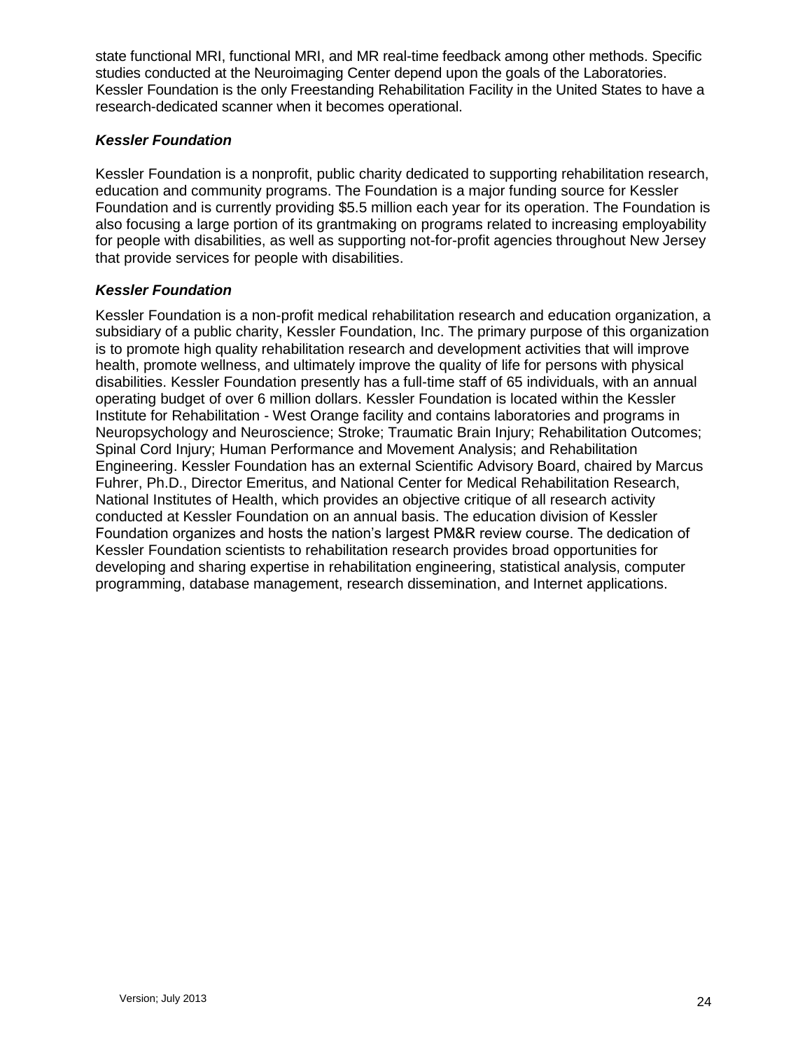state functional MRI, functional MRI, and MR real-time feedback among other methods. Specific studies conducted at the Neuroimaging Center depend upon the goals of the Laboratories. Kessler Foundation is the only Freestanding Rehabilitation Facility in the United States to have a research-dedicated scanner when it becomes operational.

### *Kessler Foundation*

Kessler Foundation is a nonprofit, public charity dedicated to supporting rehabilitation research, education and community programs. The Foundation is a major funding source for Kessler Foundation and is currently providing $5.5 million each year for its operation. The Foundation is also focusing a large portion of its grantmaking on programs related to increasing employability for people with disabilities, as well as supporting not-for-profit agencies throughout New Jersey that provide services for people with disabilities.

### *Kessler Foundation*

Kessler Foundation is a non-profit medical rehabilitation research and education organization, a subsidiary of a public charity, Kessler Foundation, Inc. The primary purpose of this organization is to promote high quality rehabilitation research and development activities that will improve health, promote wellness, and ultimately improve the quality of life for persons with physical disabilities. Kessler Foundation presently has a full-time staff of 65 individuals, with an annual operating budget of over 6 million dollars. Kessler Foundation is located within the Kessler Institute for Rehabilitation - West Orange facility and contains laboratories and programs in Neuropsychology and Neuroscience; Stroke; Traumatic Brain Injury; Rehabilitation Outcomes; Spinal Cord Injury; Human Performance and Movement Analysis; and Rehabilitation Engineering. Kessler Foundation has an external Scientific Advisory Board, chaired by Marcus Fuhrer, Ph.D., Director Emeritus, and National Center for Medical Rehabilitation Research, National Institutes of Health, which provides an objective critique of all research activity conducted at Kessler Foundation on an annual basis. The education division of Kessler Foundation organizes and hosts the nation's largest PM&R review course. The dedication of Kessler Foundation scientists to rehabilitation research provides broad opportunities for developing and sharing expertise in rehabilitation engineering, statistical analysis, computer programming, database management, research dissemination, and Internet applications.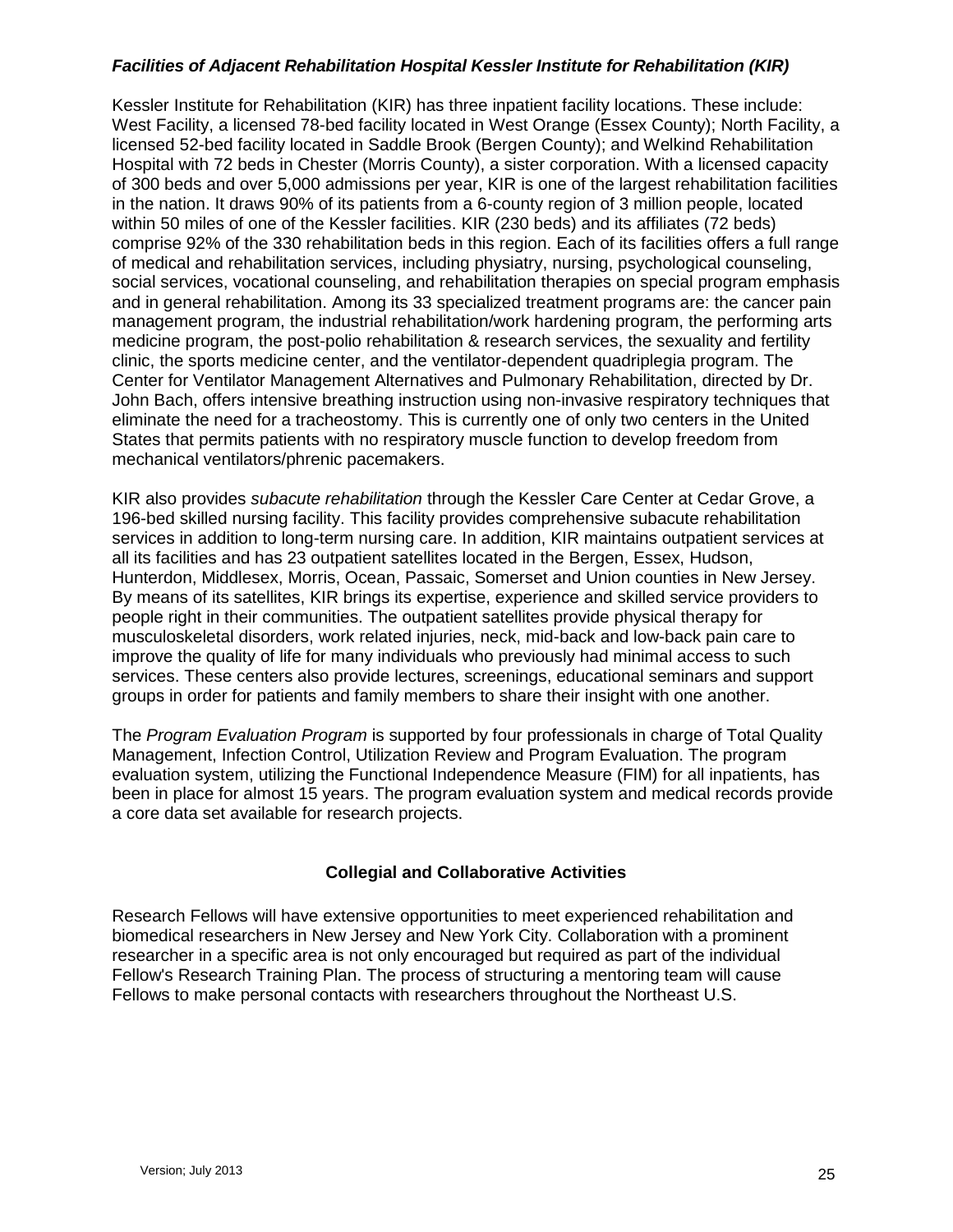### *Facilities of Adjacent Rehabilitation Hospital Kessler Institute for Rehabilitation (KIR)*

Kessler Institute for Rehabilitation (KIR) has three inpatient facility locations. These include: West Facility, a licensed 78-bed facility located in West Orange (Essex County); North Facility, a licensed 52-bed facility located in Saddle Brook (Bergen County); and Welkind Rehabilitation Hospital with 72 beds in Chester (Morris County), a sister corporation. With a licensed capacity of 300 beds and over 5,000 admissions per year, KIR is one of the largest rehabilitation facilities in the nation. It draws 90% of its patients from a 6-county region of 3 million people, located within 50 miles of one of the Kessler facilities. KIR (230 beds) and its affiliates (72 beds) comprise 92% of the 330 rehabilitation beds in this region. Each of its facilities offers a full range of medical and rehabilitation services, including physiatry, nursing, psychological counseling, social services, vocational counseling, and rehabilitation therapies on special program emphasis and in general rehabilitation. Among its 33 specialized treatment programs are: the cancer pain management program, the industrial rehabilitation/work hardening program, the performing arts medicine program, the post-polio rehabilitation & research services, the sexuality and fertility clinic, the sports medicine center, and the ventilator-dependent quadriplegia program. The Center for Ventilator Management Alternatives and Pulmonary Rehabilitation, directed by Dr. John Bach, offers intensive breathing instruction using non-invasive respiratory techniques that eliminate the need for a tracheostomy. This is currently one of only two centers in the United States that permits patients with no respiratory muscle function to develop freedom from mechanical ventilators/phrenic pacemakers.

KIR also provides *subacute rehabilitation* through the Kessler Care Center at Cedar Grove, a 196-bed skilled nursing facility. This facility provides comprehensive subacute rehabilitation services in addition to long-term nursing care. In addition, KIR maintains outpatient services at all its facilities and has 23 outpatient satellites located in the Bergen, Essex, Hudson, Hunterdon, Middlesex, Morris, Ocean, Passaic, Somerset and Union counties in New Jersey. By means of its satellites, KIR brings its expertise, experience and skilled service providers to people right in their communities. The outpatient satellites provide physical therapy for musculoskeletal disorders, work related injuries, neck, mid-back and low-back pain care to improve the quality of life for many individuals who previously had minimal access to such services. These centers also provide lectures, screenings, educational seminars and support groups in order for patients and family members to share their insight with one another.

The *Program Evaluation Program* is supported by four professionals in charge of Total Quality Management, Infection Control, Utilization Review and Program Evaluation. The program evaluation system, utilizing the Functional Independence Measure (FIM) for all inpatients, has been in place for almost 15 years. The program evaluation system and medical records provide a core data set available for research projects.

## Collegial and Collaborative Activities

Research Fellows will have extensive opportunities to meet experienced rehabilitation and biomedical researchers in New Jersey and New York City. Collaboration with a prominent researcher in a specific area is not only encouraged but required as part of the individual Fellow's Research Training Plan. The process of structuring a mentoring team will cause Fellows to make personal contacts with researchers throughout the Northeast U.S.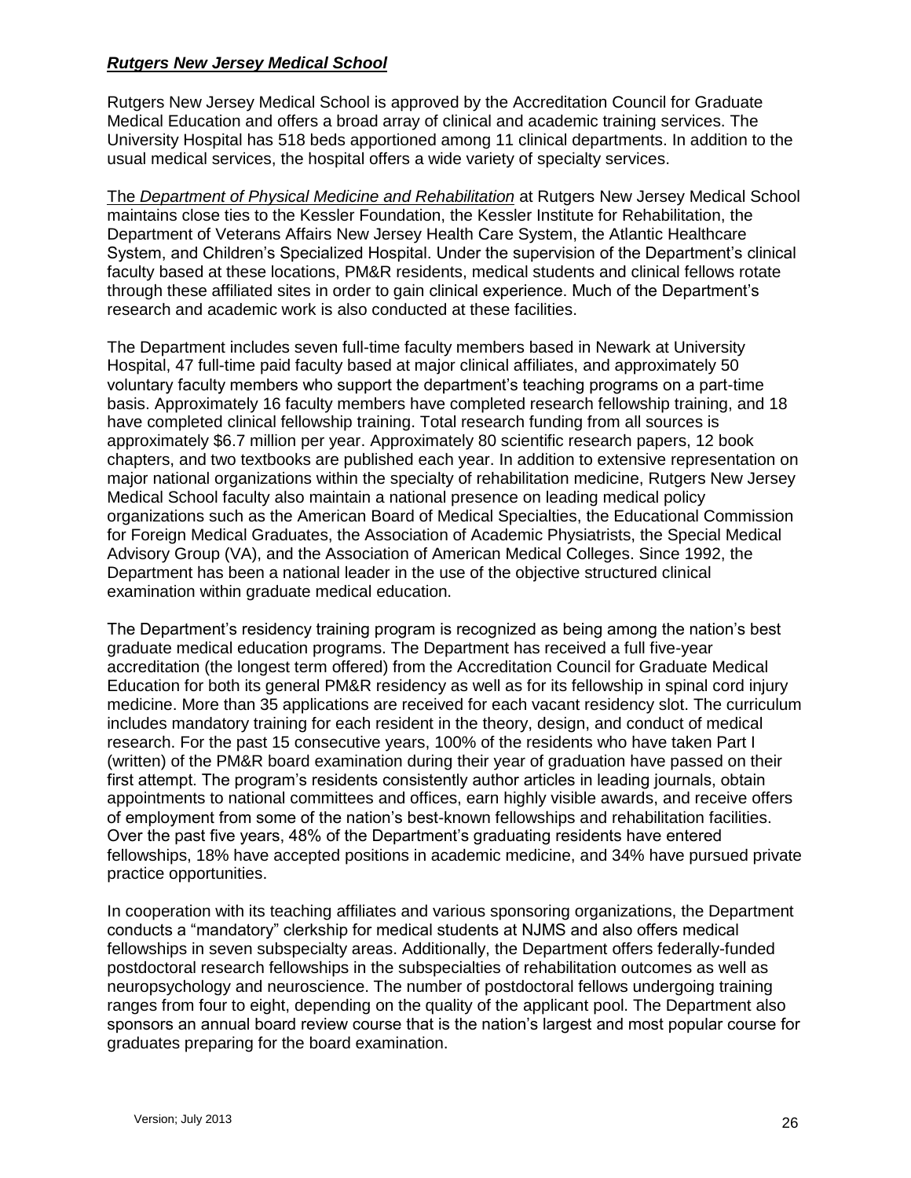***Rutgers New Jersey Medical School***

Rutgers New Jersey Medical School is approved by the Accreditation Council for Graduate Medical Education and offers a broad array of clinical and academic training services. The University Hospital has 518 beds apportioned among 11 clinical departments. In addition to the usual medical services, the hospital offers a wide variety of specialty services.

The *Department of Physical Medicine and Rehabilitation* at Rutgers New Jersey Medical School maintains close ties to the Kessler Foundation, the Kessler Institute for Rehabilitation, the Department of Veterans Affairs New Jersey Health Care System, the Atlantic Healthcare System, and Children's Specialized Hospital. Under the supervision of the Department's clinical faculty based at these locations, PM&R residents, medical students and clinical fellows rotate through these affiliated sites in order to gain clinical experience. Much of the Department's research and academic work is also conducted at these facilities.

The Department includes seven full-time faculty members based in Newark at University Hospital, 47 full-time paid faculty based at major clinical affiliates, and approximately 50 voluntary faculty members who support the department's teaching programs on a part-time basis. Approximately 16 faculty members have completed research fellowship training, and 18 have completed clinical fellowship training. Total research funding from all sources is approximately $6.7 million per year. Approximately 80 scientific research papers, 12 book chapters, and two textbooks are published each year. In addition to extensive representation on major national organizations within the specialty of rehabilitation medicine, Rutgers New Jersey Medical School faculty also maintain a national presence on leading medical policy organizations such as the American Board of Medical Specialties, the Educational Commission for Foreign Medical Graduates, the Association of Academic Physiatrists, the Special Medical Advisory Group (VA), and the Association of American Medical Colleges. Since 1992, the Department has been a national leader in the use of the objective structured clinical examination within graduate medical education.

The Department's residency training program is recognized as being among the nation's best graduate medical education programs. The Department has received a full five-year accreditation (the longest term offered) from the Accreditation Council for Graduate Medical Education for both its general PM&R residency as well as for its fellowship in spinal cord injury medicine. More than 35 applications are received for each vacant residency slot. The curriculum includes mandatory training for each resident in the theory, design, and conduct of medical research. For the past 15 consecutive years, 100% of the residents who have taken Part I (written) of the PM&R board examination during their year of graduation have passed on their first attempt. The program's residents consistently author articles in leading journals, obtain appointments to national committees and offices, earn highly visible awards, and receive offers of employment from some of the nation's best-known fellowships and rehabilitation facilities. Over the past five years, 48% of the Department's graduating residents have entered fellowships, 18% have accepted positions in academic medicine, and 34% have pursued private practice opportunities.

In cooperation with its teaching affiliates and various sponsoring organizations, the Department conducts a "mandatory" clerkship for medical students at NJMS and also offers medical fellowships in seven subspecialty areas. Additionally, the Department offers federally-funded postdoctoral research fellowships in the subspecialties of rehabilitation outcomes as well as neuropsychology and neuroscience. The number of postdoctoral fellows undergoing training ranges from four to eight, depending on the quality of the applicant pool. The Department also sponsors an annual board review course that is the nation's largest and most popular course for graduates preparing for the board examination.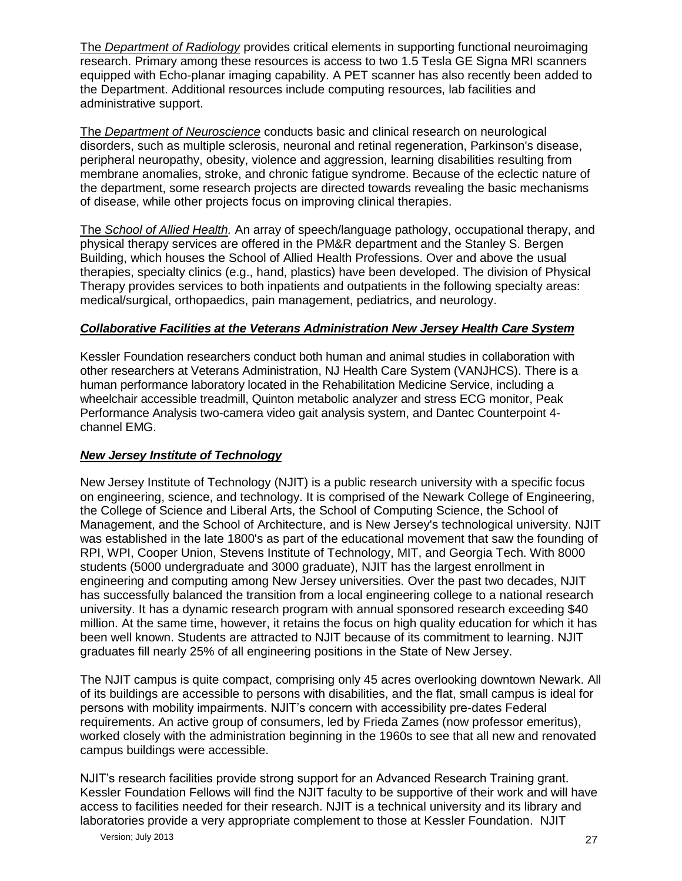The *Department of Radiology* provides critical elements in supporting functional neuroimaging research. Primary among these resources is access to two 1.5 Tesla GE Signa MRI scanners equipped with Echo-planar imaging capability. A PET scanner has also recently been added to the Department. Additional resources include computing resources, lab facilities and administrative support.

The *Department of Neuroscience* conducts basic and clinical research on neurological disorders, such as multiple sclerosis, neuronal and retinal regeneration, Parkinson's disease, peripheral neuropathy, obesity, violence and aggression, learning disabilities resulting from membrane anomalies, stroke, and chronic fatigue syndrome. Because of the eclectic nature of the department, some research projects are directed towards revealing the basic mechanisms of disease, while other projects focus on improving clinical therapies.

The *School of Allied Health.* An array of speech/language pathology, occupational therapy, and physical therapy services are offered in the PM&R department and the Stanley S. Bergen Building, which houses the School of Allied Health Professions. Over and above the usual therapies, specialty clinics (e.g., hand, plastics) have been developed. The division of Physical Therapy provides services to both inpatients and outpatients in the following specialty areas: medical/surgical, orthopaedics, pain management, pediatrics, and neurology.

***Collaborative Facilities at the Veterans Administration New Jersey Health Care System***

Kessler Foundation researchers conduct both human and animal studies in collaboration with other researchers at Veterans Administration, NJ Health Care System (VANJHCS). There is a human performance laboratory located in the Rehabilitation Medicine Service, including a wheelchair accessible treadmill, Quinton metabolic analyzer and stress ECG monitor, Peak Performance Analysis two-camera video gait analysis system, and Dantec Counterpoint 4-channel EMG.

***New Jersey Institute of Technology***

New Jersey Institute of Technology (NJIT) is a public research university with a specific focus on engineering, science, and technology. It is comprised of the Newark College of Engineering, the College of Science and Liberal Arts, the School of Computing Science, the School of Management, and the School of Architecture, and is New Jersey's technological university. NJIT was established in the late 1800's as part of the educational movement that saw the founding of RPI, WPI, Cooper Union, Stevens Institute of Technology, MIT, and Georgia Tech. With 8000 students (5000 undergraduate and 3000 graduate), NJIT has the largest enrollment in engineering and computing among New Jersey universities. Over the past two decades, NJIT has successfully balanced the transition from a local engineering college to a national research university. It has a dynamic research program with annual sponsored research exceeding $40 million. At the same time, however, it retains the focus on high quality education for which it has been well known. Students are attracted to NJIT because of its commitment to learning. NJIT graduates fill nearly 25% of all engineering positions in the State of New Jersey.

The NJIT campus is quite compact, comprising only 45 acres overlooking downtown Newark. All of its buildings are accessible to persons with disabilities, and the flat, small campus is ideal for persons with mobility impairments. NJIT's concern with accessibility pre-dates Federal requirements. An active group of consumers, led by Frieda Zames (now professor emeritus), worked closely with the administration beginning in the 1960s to see that all new and renovated campus buildings were accessible.

NJIT's research facilities provide strong support for an Advanced Research Training grant. Kessler Foundation Fellows will find the NJIT faculty to be supportive of their work and will have access to facilities needed for their research. NJIT is a technical university and its library and laboratories provide a very appropriate complement to those at Kessler Foundation. NJIT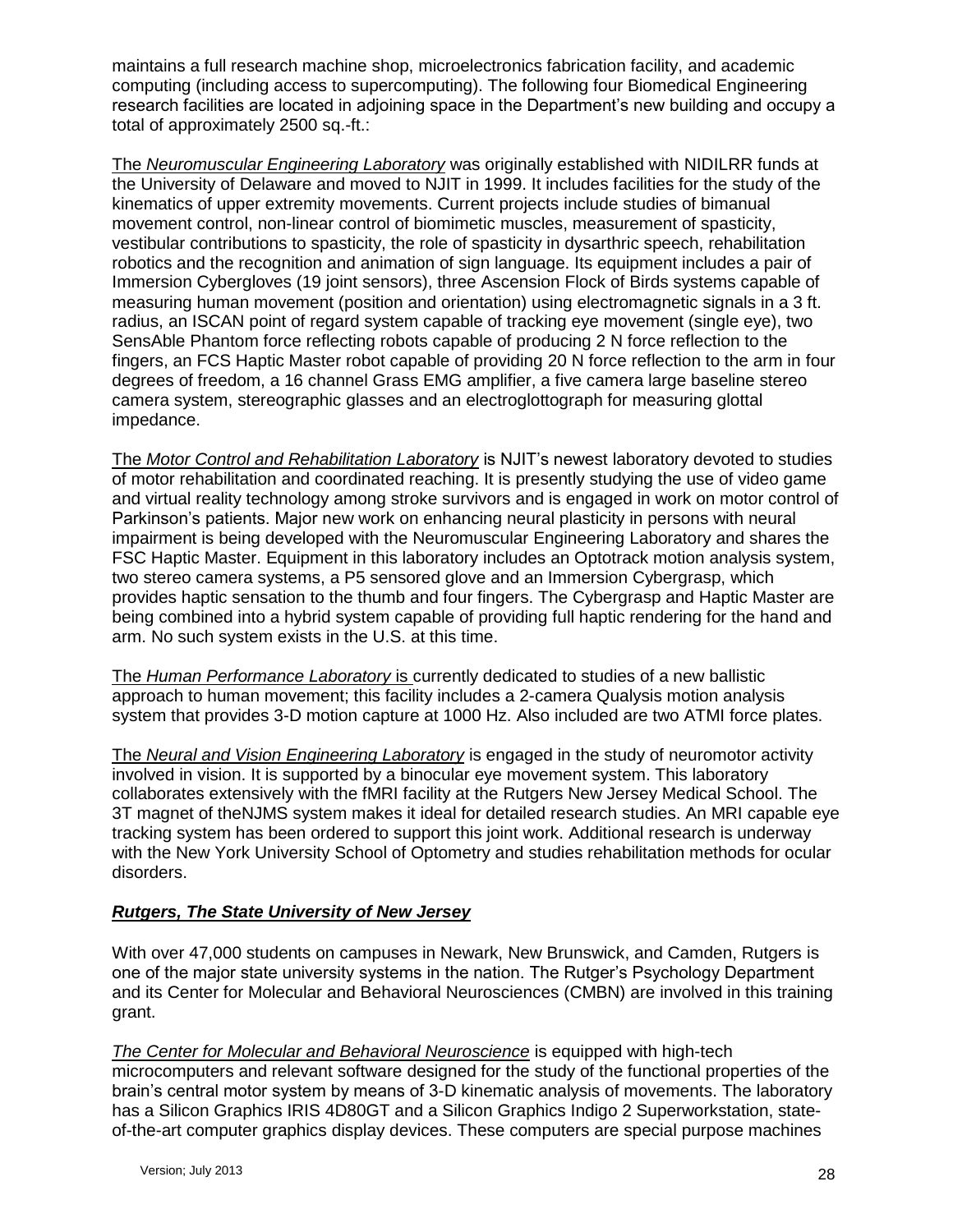maintains a full research machine shop, microelectronics fabrication facility, and academic computing (including access to supercomputing). The following four Biomedical Engineering research facilities are located in adjoining space in the Department's new building and occupy a total of approximately 2500 sq.-ft.:

The *Neuromuscular Engineering Laboratory* was originally established with NIDILRR funds at the University of Delaware and moved to NJIT in 1999. It includes facilities for the study of the kinematics of upper extremity movements. Current projects include studies of bimanual movement control, non-linear control of biomimetic muscles, measurement of spasticity, vestibular contributions to spasticity, the role of spasticity in dysarthric speech, rehabilitation robotics and the recognition and animation of sign language. Its equipment includes a pair of Immersion Cybergloves (19 joint sensors), three Ascension Flock of Birds systems capable of measuring human movement (position and orientation) using electromagnetic signals in a 3 ft. radius, an ISCAN point of regard system capable of tracking eye movement (single eye), two SensAble Phantom force reflecting robots capable of producing 2 N force reflection to the fingers, an FCS Haptic Master robot capable of providing 20 N force reflection to the arm in four degrees of freedom, a 16 channel Grass EMG amplifier, a five camera large baseline stereo camera system, stereographic glasses and an electroglottograph for measuring glottal impedance.

The *Motor Control and Rehabilitation Laboratory* is NJIT's newest laboratory devoted to studies of motor rehabilitation and coordinated reaching. It is presently studying the use of video game and virtual reality technology among stroke survivors and is engaged in work on motor control of Parkinson's patients. Major new work on enhancing neural plasticity in persons with neural impairment is being developed with the Neuromuscular Engineering Laboratory and shares the FSC Haptic Master. Equipment in this laboratory includes an Optotrack motion analysis system, two stereo camera systems, a P5 sensored glove and an Immersion Cybergrasp, which provides haptic sensation to the thumb and four fingers. The Cybergrasp and Haptic Master are being combined into a hybrid system capable of providing full haptic rendering for the hand and arm. No such system exists in the U.S. at this time.

The *Human Performance Laboratory* is currently dedicated to studies of a new ballistic approach to human movement; this facility includes a 2-camera Qualysis motion analysis system that provides 3-D motion capture at 1000 Hz. Also included are two ATMI force plates.

The *Neural and Vision Engineering Laboratory* is engaged in the study of neuromotor activity involved in vision. It is supported by a binocular eye movement system. This laboratory collaborates extensively with the fMRI facility at the Rutgers New Jersey Medical School. The 3T magnet of theNJMS system makes it ideal for detailed research studies. An MRI capable eye tracking system has been ordered to support this joint work. Additional research is underway with the New York University School of Optometry and studies rehabilitation methods for ocular disorders.

### ***Rutgers, The State University of New Jersey***

With over 47,000 students on campuses in Newark, New Brunswick, and Camden, Rutgers is one of the major state university systems in the nation. The Rutger's Psychology Department and its Center for Molecular and Behavioral Neurosciences (CMBN) are involved in this training grant.

*The Center for Molecular and Behavioral Neuroscience* is equipped with high-tech microcomputers and relevant software designed for the study of the functional properties of the brain's central motor system by means of 3-D kinematic analysis of movements. The laboratory has a Silicon Graphics IRIS 4D80GT and a Silicon Graphics Indigo 2 Superworkstation, state-of-the-art computer graphics display devices. These computers are special purpose machines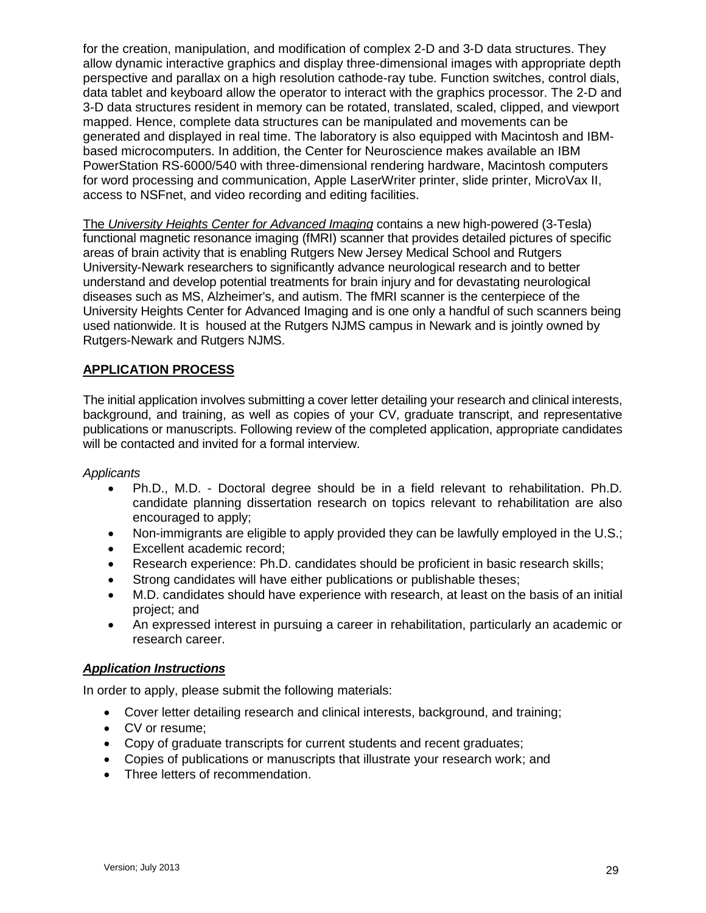for the creation, manipulation, and modification of complex 2-D and 3-D data structures. They allow dynamic interactive graphics and display three-dimensional images with appropriate depth perspective and parallax on a high resolution cathode-ray tube. Function switches, control dials, data tablet and keyboard allow the operator to interact with the graphics processor. The 2-D and 3-D data structures resident in memory can be rotated, translated, scaled, clipped, and viewport mapped. Hence, complete data structures can be manipulated and movements can be generated and displayed in real time. The laboratory is also equipped with Macintosh and IBM-based microcomputers. In addition, the Center for Neuroscience makes available an IBM PowerStation RS-6000/540 with three-dimensional rendering hardware, Macintosh computers for word processing and communication, Apple LaserWriter printer, slide printer, MicroVax II, access to NSFnet, and video recording and editing facilities.

The *University Heights Center for Advanced Imaging* contains a new high-powered (3-Tesla) functional magnetic resonance imaging (fMRI) scanner that provides detailed pictures of specific areas of brain activity that is enabling Rutgers New Jersey Medical School and Rutgers University-Newark researchers to significantly advance neurological research and to better understand and develop potential treatments for brain injury and for devastating neurological diseases such as MS, Alzheimer's, and autism. The fMRI scanner is the centerpiece of the University Heights Center for Advanced Imaging and is one only a handful of such scanners being used nationwide. It is housed at the Rutgers NJMS campus in Newark and is jointly owned by Rutgers-Newark and Rutgers NJMS.

## APPLICATION PROCESS

The initial application involves submitting a cover letter detailing your research and clinical interests, background, and training, as well as copies of your CV, graduate transcript, and representative publications or manuscripts. Following review of the completed application, appropriate candidates will be contacted and invited for a formal interview.

*Applicants*

- Ph.D., M.D. - Doctoral degree should be in a field relevant to rehabilitation. Ph.D. candidate planning dissertation research on topics relevant to rehabilitation are also encouraged to apply;
- Non-immigrants are eligible to apply provided they can be lawfully employed in the U.S.;
- Excellent academic record;
- Research experience: Ph.D. candidates should be proficient in basic research skills;
- Strong candidates will have either publications or publishable theses;
- M.D. candidates should have experience with research, at least on the basis of an initial project; and
- An expressed interest in pursuing a career in rehabilitation, particularly an academic or research career.

### *Application Instructions*

In order to apply, please submit the following materials:

- Cover letter detailing research and clinical interests, background, and training;
- CV or resume;
- Copy of graduate transcripts for current students and recent graduates;
- Copies of publications or manuscripts that illustrate your research work; and
- Three letters of recommendation.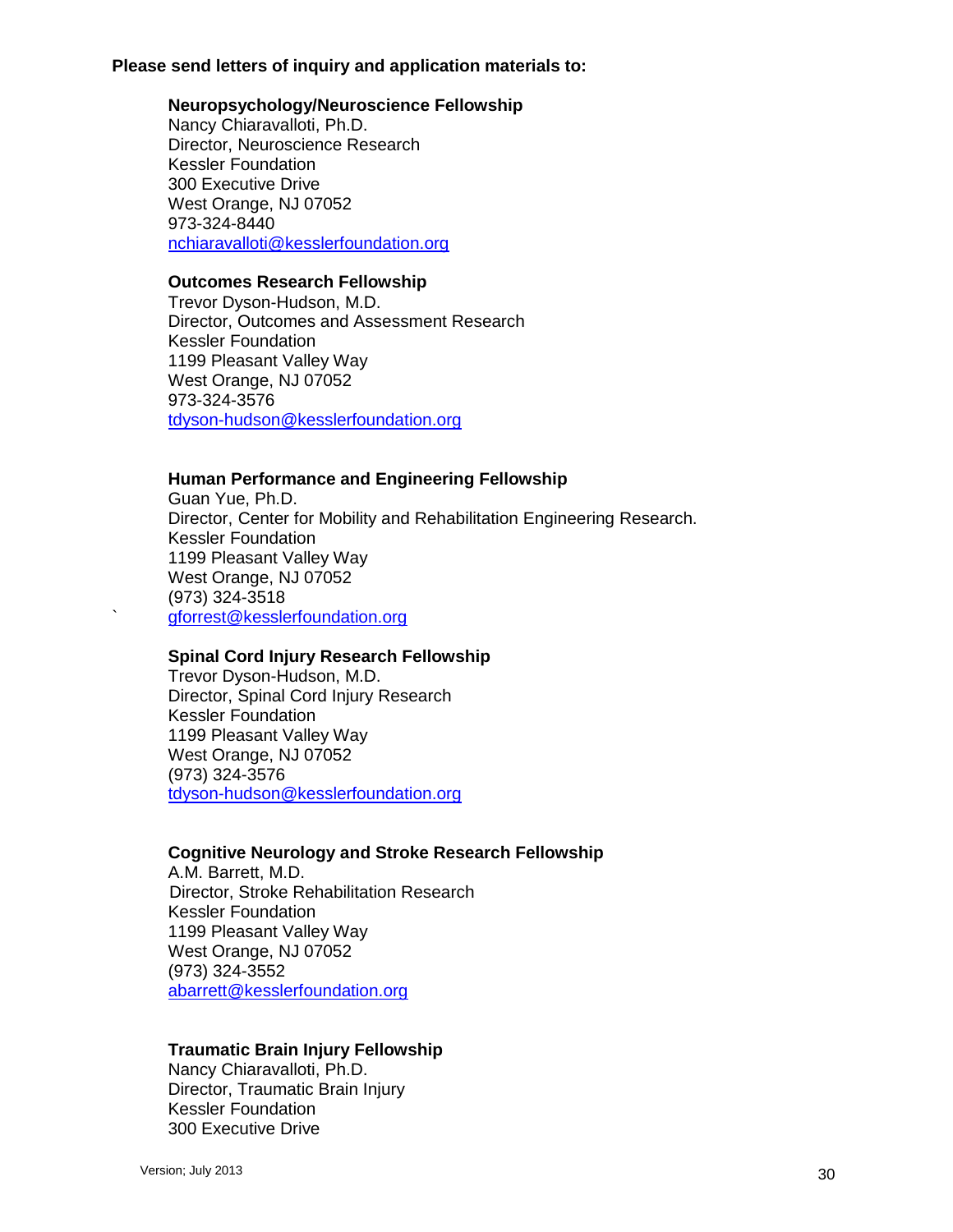**Please send letters of inquiry and application materials to:**

**Neuropsychology/Neuroscience Fellowship**
Nancy Chiaravalloti, Ph.D.
Director, Neuroscience Research
Kessler Foundation
300 Executive Drive
West Orange, NJ 07052
973-324-8440
nchiaravalloti@kesslerfoundation.org

**Outcomes Research Fellowship**
Trevor Dyson-Hudson, M.D.
Director, Outcomes and Assessment Research
Kessler Foundation
1199 Pleasant Valley Way
West Orange, NJ 07052
973-324-3576
tdyson-hudson@kesslerfoundation.org

**Human Performance and Engineering Fellowship**
Guan Yue, Ph.D.
Director, Center for Mobility and Rehabilitation Engineering Research.
Kessler Foundation
1199 Pleasant Valley Way
West Orange, NJ 07052
(973) 324-3518
gforrest@kesslerfoundation.org

**Spinal Cord Injury Research Fellowship**
Trevor Dyson-Hudson, M.D.
Director, Spinal Cord Injury Research
Kessler Foundation
1199 Pleasant Valley Way
West Orange, NJ 07052
(973) 324-3576
tdyson-hudson@kesslerfoundation.org

**Cognitive Neurology and Stroke Research Fellowship**
A.M. Barrett, M.D.
Director, Stroke Rehabilitation Research
Kessler Foundation
1199 Pleasant Valley Way
West Orange, NJ 07052
(973) 324-3552
abarrett@kesslerfoundation.org

**Traumatic Brain Injury Fellowship**
Nancy Chiaravalloti, Ph.D.
Director, Traumatic Brain Injury
Kessler Foundation
300 Executive Drive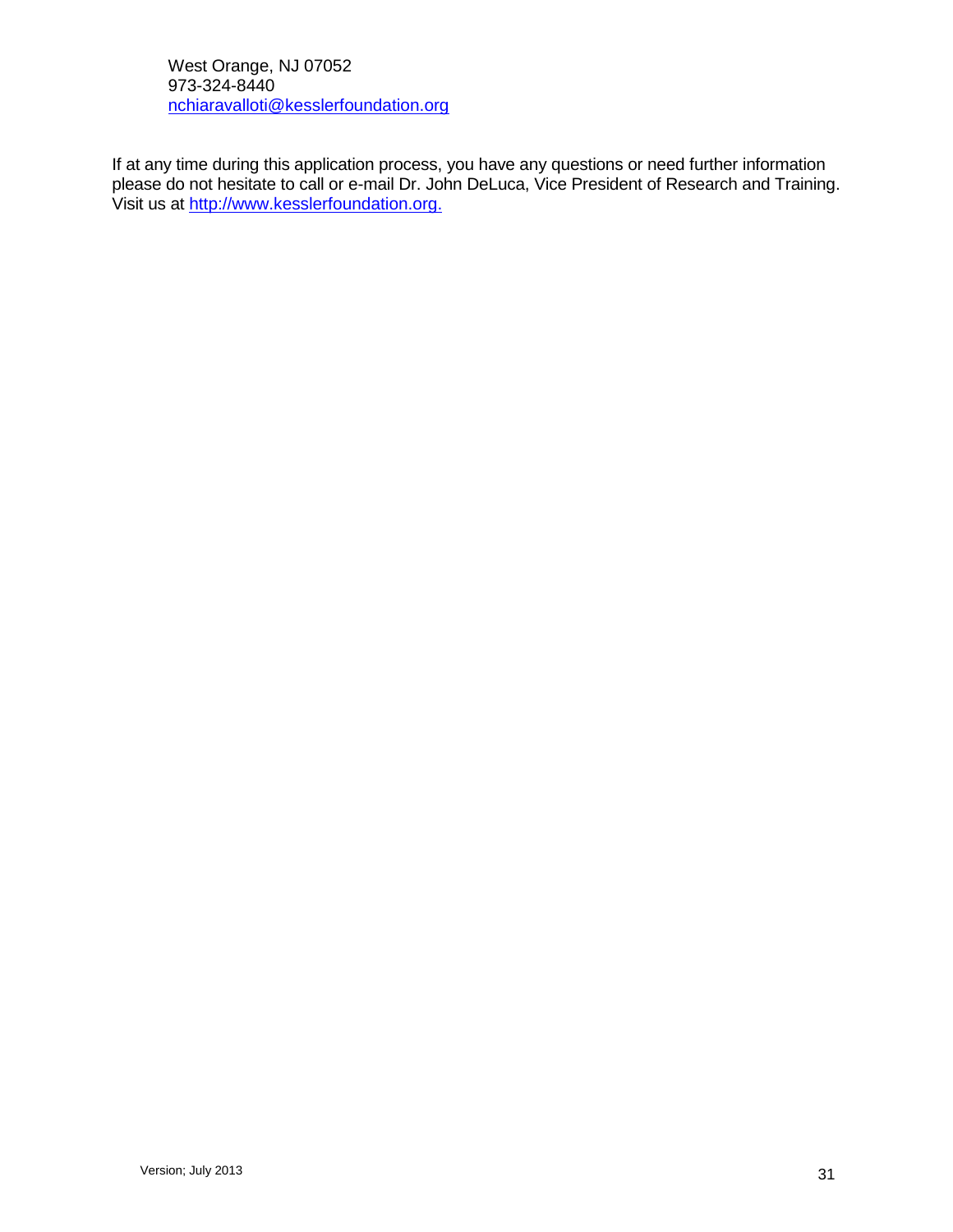West Orange, NJ 07052
973-324-8440
nchiaravalloti@kesslerfoundation.org

If at any time during this application process, you have any questions or need further information please do not hesitate to call or e-mail Dr. John DeLuca, Vice President of Research and Training. Visit us at http://www.kesslerfoundation.org.